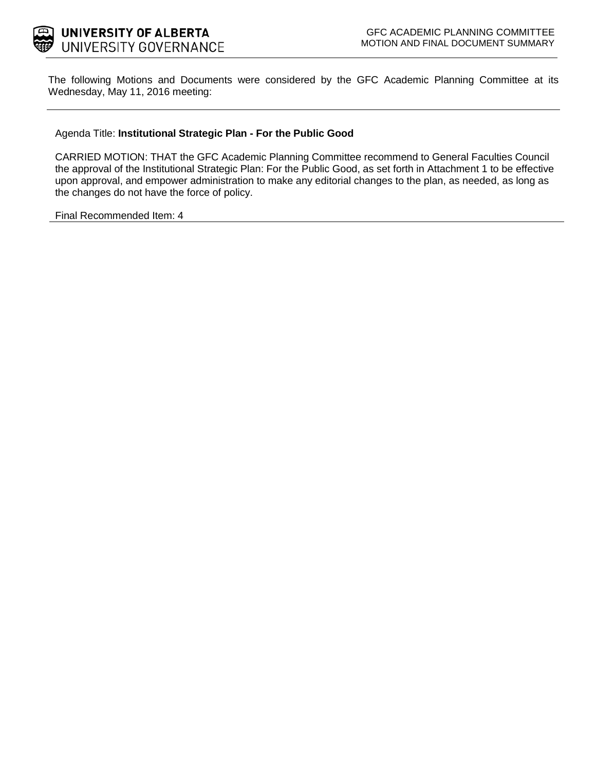UNIVERSITY OF ALBERTA
UNIVERSITY GOVERNANCE

GFC ACADEMIC PLANNING COMMITTEE
MOTION AND FINAL DOCUMENT SUMMARY

The following Motions and Documents were considered by the GFC Academic Planning Committee at its Wednesday, May 11, 2016 meeting:

---

Agenda Title: **Institutional Strategic Plan - For the Public Good**

CARRIED MOTION: THAT the GFC Academic Planning Committee recommend to General Faculties Council the approval of the Institutional Strategic Plan: For the Public Good, as set forth in Attachment 1 to be effective upon approval, and empower administration to make any editorial changes to the plan, as needed, as long as the changes do not have the force of policy.

Final Recommended Item: 4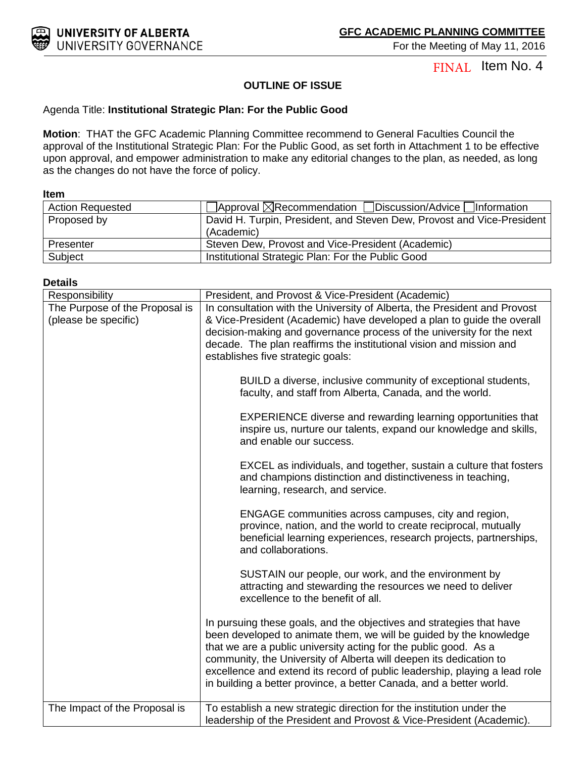**UNIVERSITY OF ALBERTA**
UNIVERSITY GOVERNANCE

**GFC ACADEMIC PLANNING COMMITTEE**
For the Meeting of May 11, 2016

FINAL Item No. 4

**OUTLINE OF ISSUE**

Agenda Title: **Institutional Strategic Plan: For the Public Good**

**Motion**: THAT the GFC Academic Planning Committee recommend to General Faculties Council the approval of the Institutional Strategic Plan: For the Public Good, as set forth in Attachment 1 to be effective upon approval, and empower administration to make any editorial changes to the plan, as needed, as long as the changes do not have the force of policy.

**Item**

| | |
|---|---|
| Action Requested | ☐Approval ☒Recommendation ☐Discussion/Advice ☐Information |
| Proposed by | David H. Turpin, President, and Steven Dew, Provost and Vice-President (Academic) |
| Presenter | Steven Dew, Provost and Vice-President (Academic) |
| Subject | Institutional Strategic Plan: For the Public Good |

**Details**

| | |
|---|---|
| Responsibility | President, and Provost & Vice-President (Academic) |
| The Purpose of the Proposal is (please be specific) | In consultation with the University of Alberta, the President and Provost & Vice-President (Academic) have developed a plan to guide the overall decision-making and governance process of the university for the next decade. The plan reaffirms the institutional vision and mission and establishes five strategic goals:<br><br>BUILD a diverse, inclusive community of exceptional students, faculty, and staff from Alberta, Canada, and the world.<br><br>EXPERIENCE diverse and rewarding learning opportunities that inspire us, nurture our talents, expand our knowledge and skills, and enable our success.<br><br>EXCEL as individuals, and together, sustain a culture that fosters and champions distinction and distinctiveness in teaching, learning, research, and service.<br><br>ENGAGE communities across campuses, city and region, province, nation, and the world to create reciprocal, mutually beneficial learning experiences, research projects, partnerships, and collaborations.<br><br>SUSTAIN our people, our work, and the environment by attracting and stewarding the resources we need to deliver excellence to the benefit of all.<br><br>In pursuing these goals, and the objectives and strategies that have been developed to animate them, we will be guided by the knowledge that we are a public university acting for the public good. As a community, the University of Alberta will deepen its dedication to excellence and extend its record of public leadership, playing a lead role in building a better province, a better Canada, and a better world. |
| The Impact of the Proposal is | To establish a new strategic direction for the institution under the leadership of the President and Provost & Vice-President (Academic). |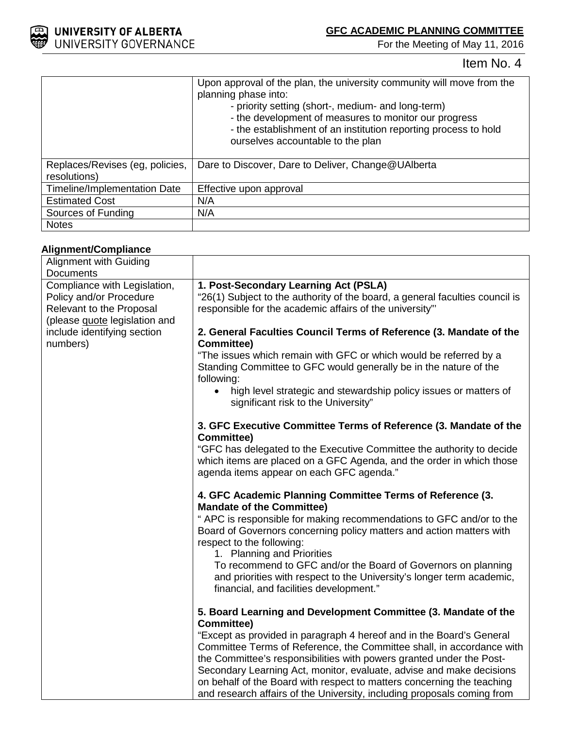Item No. 4

| | |
|---|---|
| | Upon approval of the plan, the university community will move from the planning phase into:<br>- priority setting (short-, medium- and long-term)<br>- the development of measures to monitor our progress<br>- the establishment of an institution reporting process to hold ourselves accountable to the plan |
| Replaces/Revises (eg, policies, resolutions) | Dare to Discover, Dare to Deliver, Change@UAlberta |
| Timeline/Implementation Date | Effective upon approval |
| Estimated Cost | N/A |
| Sources of Funding | N/A |
| Notes | |

**Alignment/Compliance**

| | |
|---|---|
| Alignment with Guiding Documents | |
| Compliance with Legislation, Policy and/or Procedure Relevant to the Proposal (please quote legislation and include identifying section numbers) | **1. Post-Secondary Learning Act (PSLA)**<br>"26(1) Subject to the authority of the board, a general faculties council is responsible for the academic affairs of the university"'<br><br>**2. General Faculties Council Terms of Reference (3. Mandate of the Committee)**<br>"The issues which remain with GFC or which would be referred by a Standing Committee to GFC would generally be in the nature of the following:<br>• high level strategic and stewardship policy issues or matters of significant risk to the University"<br><br>**3. GFC Executive Committee Terms of Reference (3. Mandate of the Committee)**<br>"GFC has delegated to the Executive Committee the authority to decide which items are placed on a GFC Agenda, and the order in which those agenda items appear on each GFC agenda."<br><br>**4. GFC Academic Planning Committee Terms of Reference (3. Mandate of the Committee)**<br>" APC is responsible for making recommendations to GFC and/or to the Board of Governors concerning policy matters and action matters with respect to the following:<br>1. Planning and Priorities<br>To recommend to GFC and/or the Board of Governors on planning and priorities with respect to the University's longer term academic, financial, and facilities development."<br><br>**5. Board Learning and Development Committee (3. Mandate of the Committee)**<br>"Except as provided in paragraph 4 hereof and in the Board's General Committee Terms of Reference, the Committee shall, in accordance with the Committee's responsibilities with powers granted under the Post-Secondary Learning Act, monitor, evaluate, advise and make decisions on behalf of the Board with respect to matters concerning the teaching and research affairs of the University, including proposals coming from |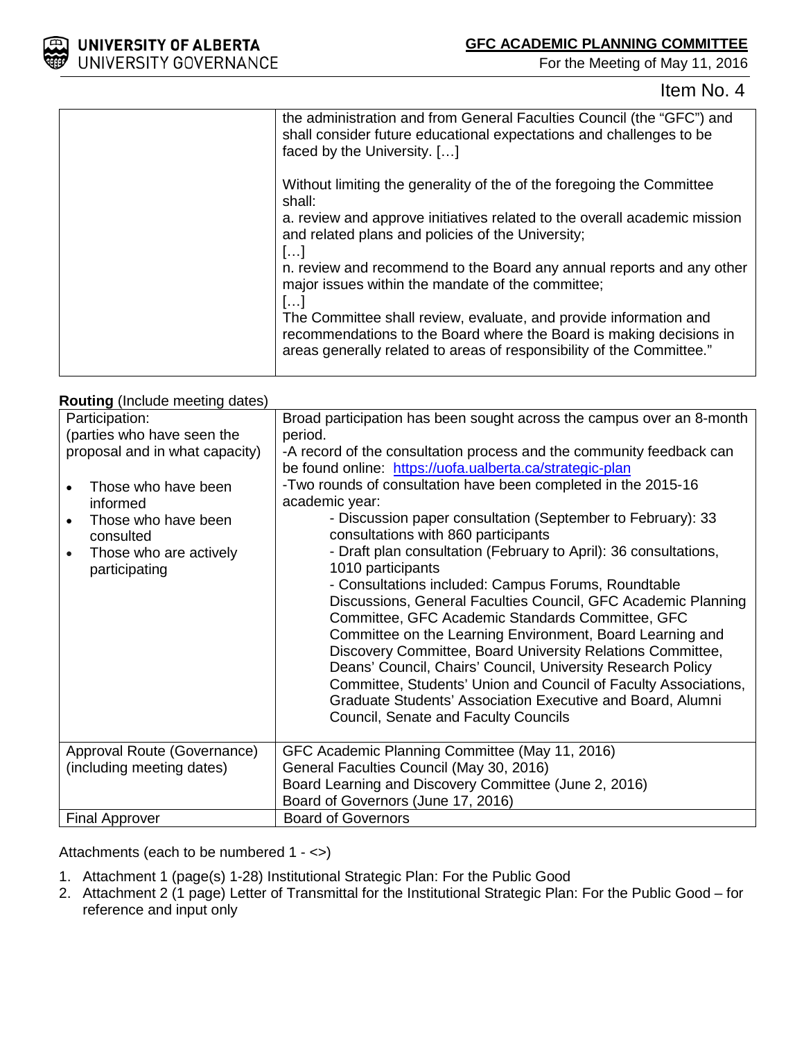Item No. 4

| | |
|---|---|
| | the administration and from General Faculties Council (the "GFC") and shall consider future educational expectations and challenges to be faced by the University. […]<br><br>Without limiting the generality of the of the foregoing the Committee shall:<br>a. review and approve initiatives related to the overall academic mission and related plans and policies of the University;<br>[…]<br>n. review and recommend to the Board any annual reports and any other major issues within the mandate of the committee;<br>[…]<br>The Committee shall review, evaluate, and provide information and recommendations to the Board where the Board is making decisions in areas generally related to areas of responsibility of the Committee." |

**Routing** (Include meeting dates)

| | |
|---|---|
| Participation:<br>(parties who have seen the proposal and in what capacity)<br><br>• Those who have been informed<br>• Those who have been consulted<br>• Those who are actively participating | Broad participation has been sought across the campus over an 8-month period.<br>-A record of the consultation process and the community feedback can be found online: https://uofa.ualberta.ca/strategic-plan<br>-Two rounds of consultation have been completed in the 2015-16 academic year:<br>- Discussion paper consultation (September to February): 33 consultations with 860 participants<br>- Draft plan consultation (February to April): 36 consultations, 1010 participants<br>- Consultations included: Campus Forums, Roundtable Discussions, General Faculties Council, GFC Academic Planning Committee, GFC Academic Standards Committee, GFC Committee on the Learning Environment, Board Learning and Discovery Committee, Board University Relations Committee, Deans' Council, Chairs' Council, University Research Policy Committee, Students' Union and Council of Faculty Associations, Graduate Students' Association Executive and Board, Alumni Council, Senate and Faculty Councils |
| Approval Route (Governance)<br>(including meeting dates) | GFC Academic Planning Committee (May 11, 2016)<br>General Faculties Council (May 30, 2016)<br>Board Learning and Discovery Committee (June 2, 2016)<br>Board of Governors (June 17, 2016) |
| Final Approver | Board of Governors |

Attachments (each to be numbered 1 - <>)

1. Attachment 1 (page(s) 1-28) Institutional Strategic Plan: For the Public Good
2. Attachment 2 (1 page) Letter of Transmittal for the Institutional Strategic Plan: For the Public Good – for reference and input only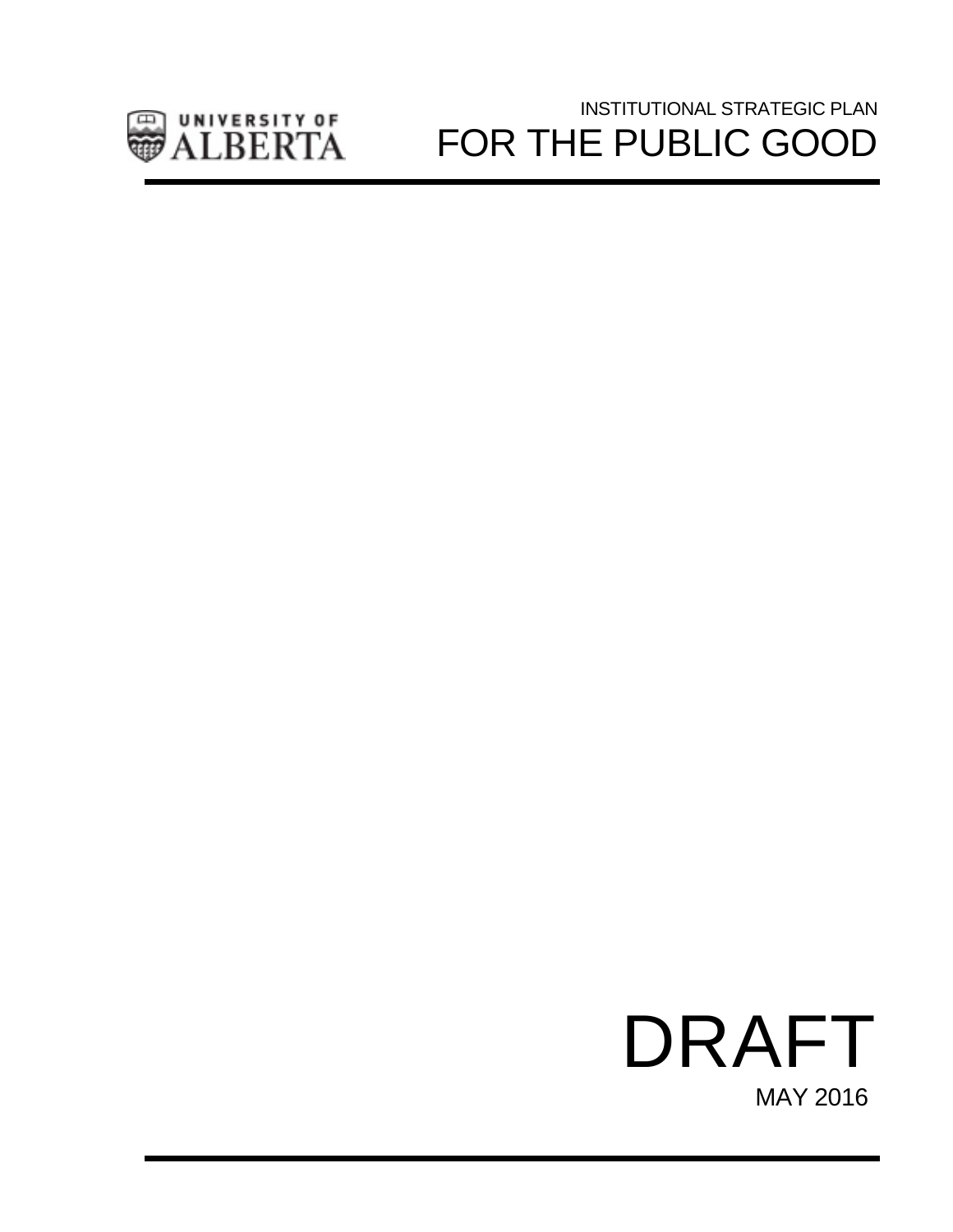UNIVERSITY OF ALBERTA

INSTITUTIONAL STRATEGIC PLAN

# FOR THE PUBLIC GOOD

# DRAFT

MAY 2016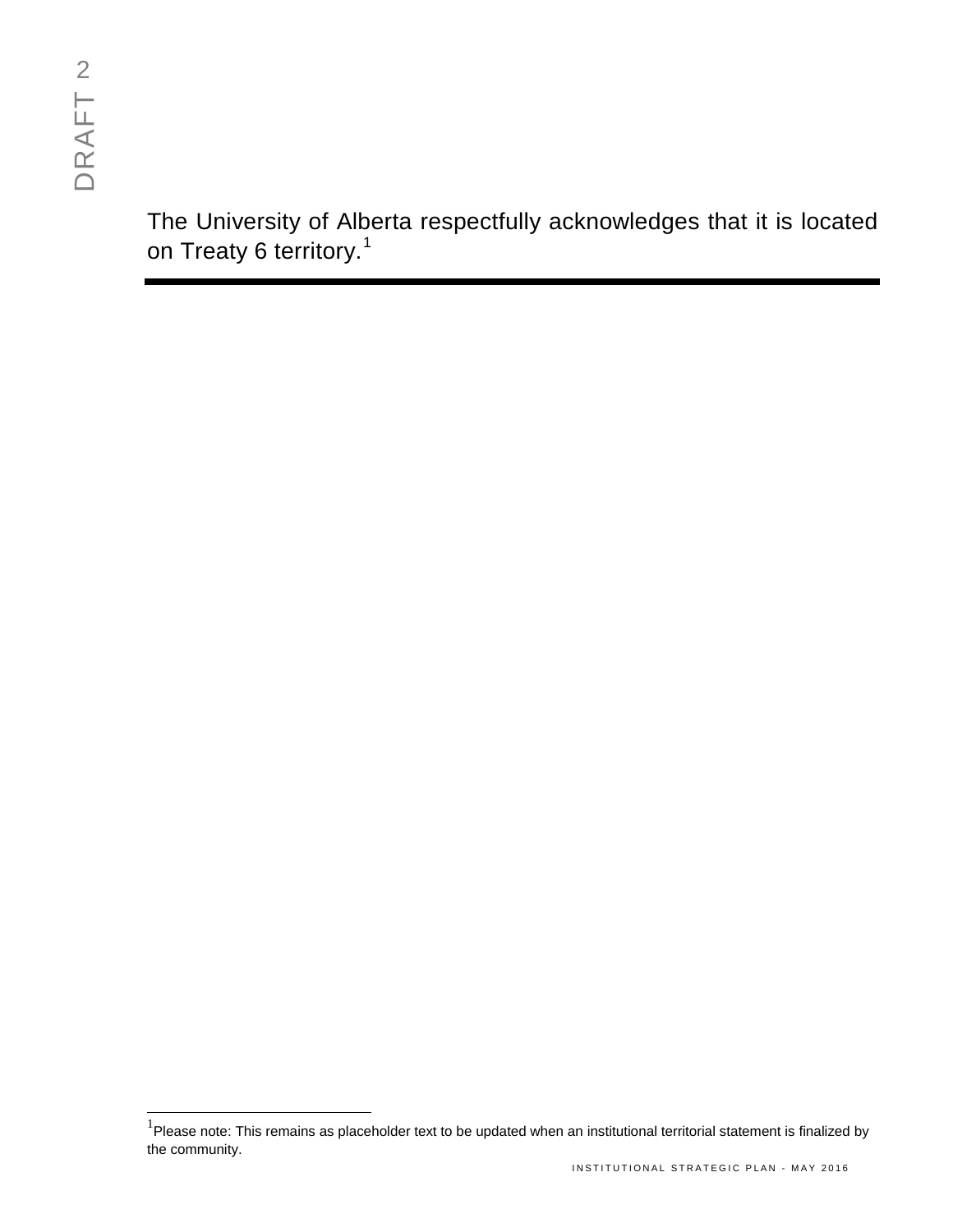The University of Alberta respectfully acknowledges that it is located on Treaty 6 territory.[1]

---

[1] Please note: This remains as placeholder text to be updated when an institutional territorial statement is finalized by the community.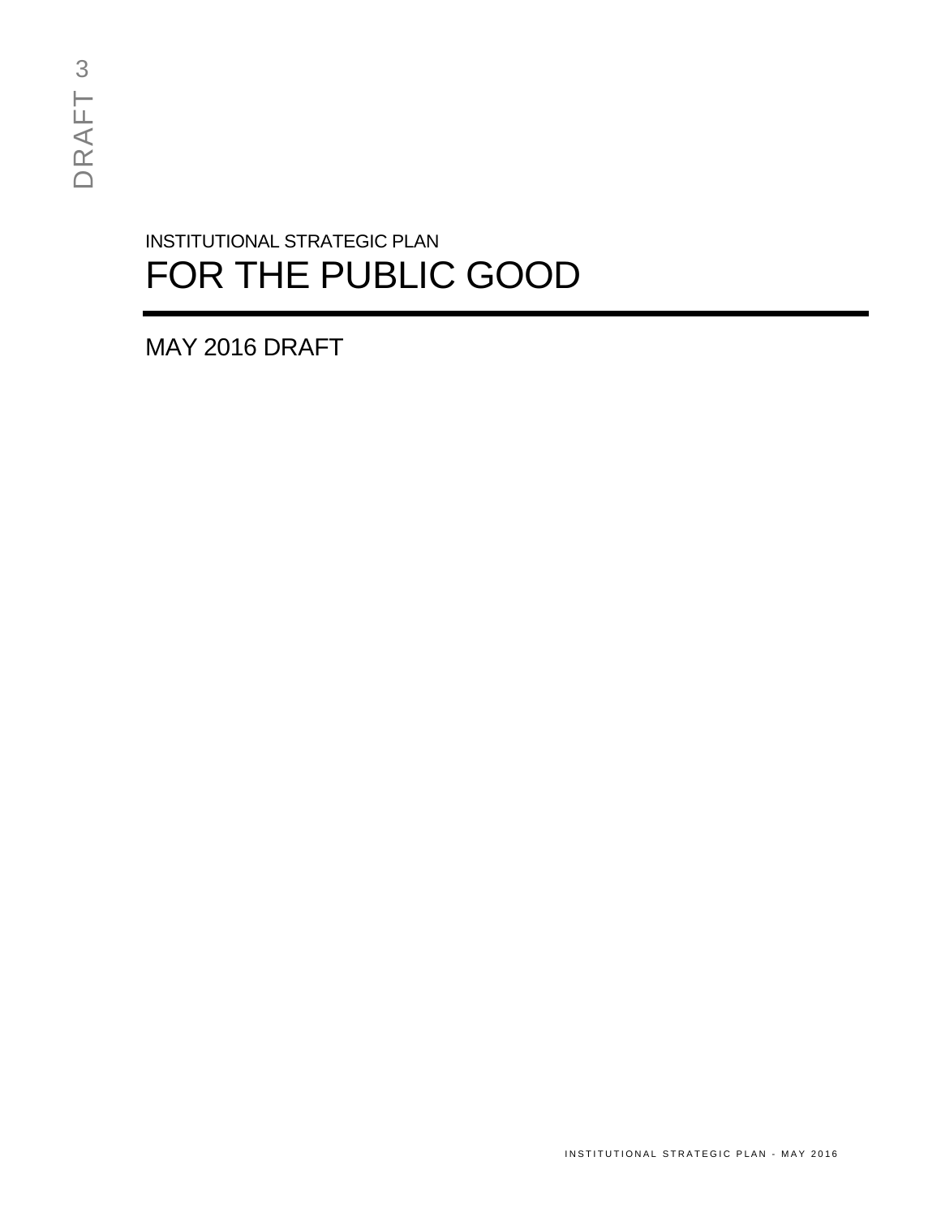DRAFT 3

INSTITUTIONAL STRATEGIC PLAN

# FOR THE PUBLIC GOOD

---

MAY 2016 DRAFT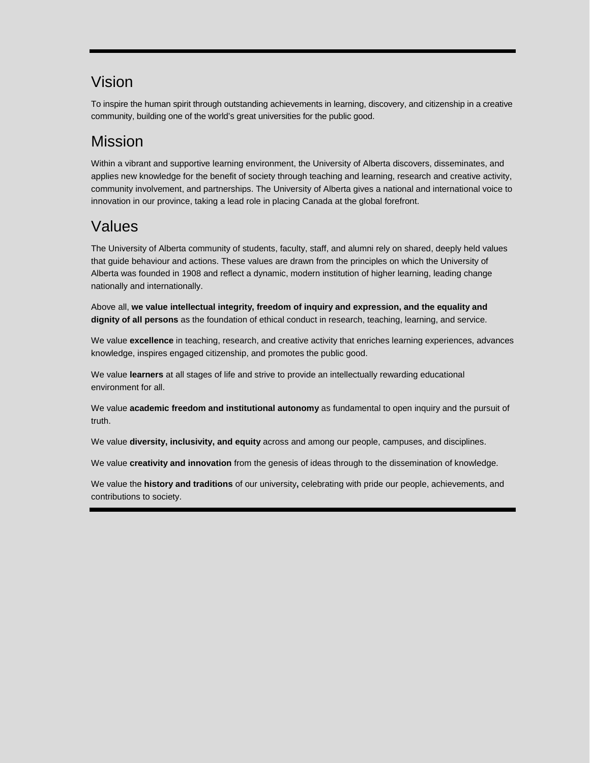## Vision

To inspire the human spirit through outstanding achievements in learning, discovery, and citizenship in a creative community, building one of the world's great universities for the public good.

## Mission

Within a vibrant and supportive learning environment, the University of Alberta discovers, disseminates, and applies new knowledge for the benefit of society through teaching and learning, research and creative activity, community involvement, and partnerships. The University of Alberta gives a national and international voice to innovation in our province, taking a lead role in placing Canada at the global forefront.

## Values

The University of Alberta community of students, faculty, staff, and alumni rely on shared, deeply held values that guide behaviour and actions. These values are drawn from the principles on which the University of Alberta was founded in 1908 and reflect a dynamic, modern institution of higher learning, leading change nationally and internationally.

Above all, **we value intellectual integrity, freedom of inquiry and expression, and the equality and dignity of all persons** as the foundation of ethical conduct in research, teaching, learning, and service.

We value **excellence** in teaching, research, and creative activity that enriches learning experiences, advances knowledge, inspires engaged citizenship, and promotes the public good.

We value **learners** at all stages of life and strive to provide an intellectually rewarding educational environment for all.

We value **academic freedom and institutional autonomy** as fundamental to open inquiry and the pursuit of truth.

We value **diversity, inclusivity, and equity** across and among our people, campuses, and disciplines.

We value **creativity and innovation** from the genesis of ideas through to the dissemination of knowledge.

We value the **history and traditions** of our university**,** celebrating with pride our people, achievements, and contributions to society.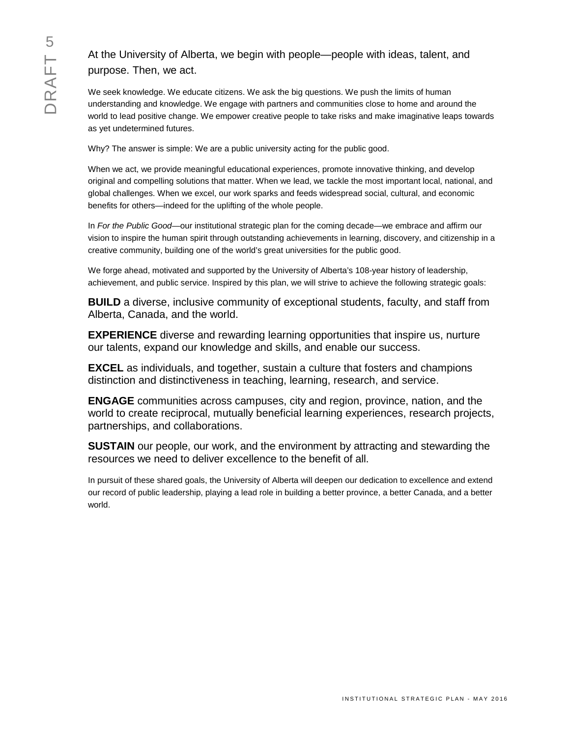At the University of Alberta, we begin with people—people with ideas, talent, and purpose. Then, we act.

We seek knowledge. We educate citizens. We ask the big questions. We push the limits of human understanding and knowledge. We engage with partners and communities close to home and around the world to lead positive change. We empower creative people to take risks and make imaginative leaps towards as yet undetermined futures.

Why? The answer is simple: We are a public university acting for the public good.

When we act, we provide meaningful educational experiences, promote innovative thinking, and develop original and compelling solutions that matter. When we lead, we tackle the most important local, national, and global challenges. When we excel, our work sparks and feeds widespread social, cultural, and economic benefits for others—indeed for the uplifting of the whole people.

In *For the Public Good*—our institutional strategic plan for the coming decade—we embrace and affirm our vision to inspire the human spirit through outstanding achievements in learning, discovery, and citizenship in a creative community, building one of the world's great universities for the public good.

We forge ahead, motivated and supported by the University of Alberta's 108-year history of leadership, achievement, and public service. Inspired by this plan, we will strive to achieve the following strategic goals:

**BUILD** a diverse, inclusive community of exceptional students, faculty, and staff from Alberta, Canada, and the world.

**EXPERIENCE** diverse and rewarding learning opportunities that inspire us, nurture our talents, expand our knowledge and skills, and enable our success.

**EXCEL** as individuals, and together, sustain a culture that fosters and champions distinction and distinctiveness in teaching, learning, research, and service.

**ENGAGE** communities across campuses, city and region, province, nation, and the world to create reciprocal, mutually beneficial learning experiences, research projects, partnerships, and collaborations.

**SUSTAIN** our people, our work, and the environment by attracting and stewarding the resources we need to deliver excellence to the benefit of all.

In pursuit of these shared goals, the University of Alberta will deepen our dedication to excellence and extend our record of public leadership, playing a lead role in building a better province, a better Canada, and a better world.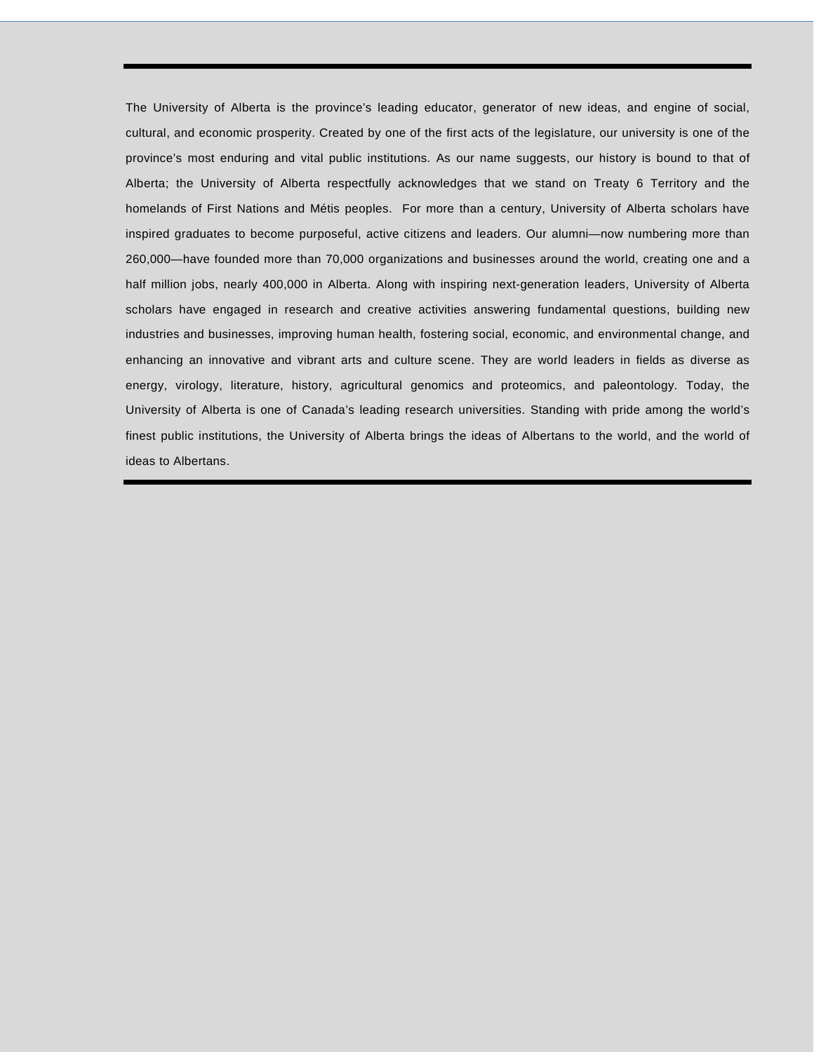---

The University of Alberta is the province's leading educator, generator of new ideas, and engine of social, cultural, and economic prosperity. Created by one of the first acts of the legislature, our university is one of the province's most enduring and vital public institutions. As our name suggests, our history is bound to that of Alberta; the University of Alberta respectfully acknowledges that we stand on Treaty 6 Territory and the homelands of First Nations and Métis peoples. For more than a century, University of Alberta scholars have inspired graduates to become purposeful, active citizens and leaders. Our alumni—now numbering more than 260,000—have founded more than 70,000 organizations and businesses around the world, creating one and a half million jobs, nearly 400,000 in Alberta. Along with inspiring next-generation leaders, University of Alberta scholars have engaged in research and creative activities answering fundamental questions, building new industries and businesses, improving human health, fostering social, economic, and environmental change, and enhancing an innovative and vibrant arts and culture scene. They are world leaders in fields as diverse as energy, virology, literature, history, agricultural genomics and proteomics, and paleontology. Today, the University of Alberta is one of Canada's leading research universities. Standing with pride among the world's finest public institutions, the University of Alberta brings the ideas of Albertans to the world, and the world of ideas to Albertans.

---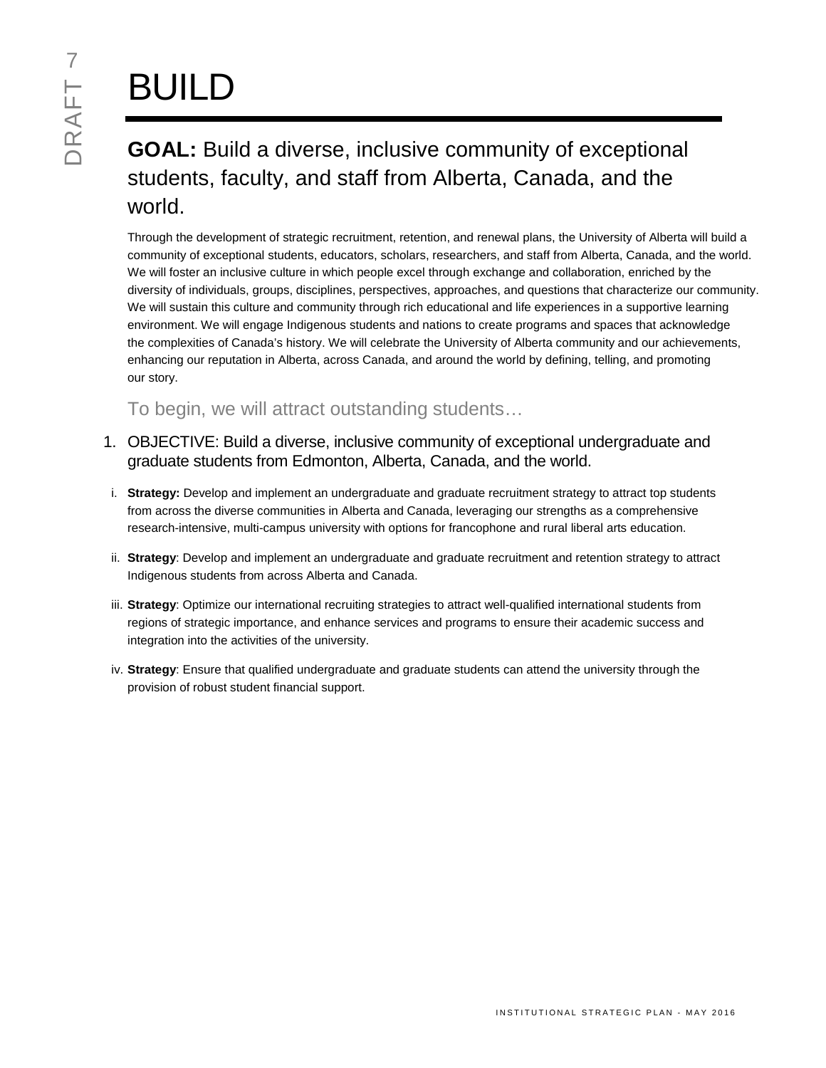# BUILD

## **GOAL:** Build a diverse, inclusive community of exceptional students, faculty, and staff from Alberta, Canada, and the world.

Through the development of strategic recruitment, retention, and renewal plans, the University of Alberta will build a community of exceptional students, educators, scholars, researchers, and staff from Alberta, Canada, and the world. We will foster an inclusive culture in which people excel through exchange and collaboration, enriched by the diversity of individuals, groups, disciplines, perspectives, approaches, and questions that characterize our community. We will sustain this culture and community through rich educational and life experiences in a supportive learning environment. We will engage Indigenous students and nations to create programs and spaces that acknowledge the complexities of Canada's history. We will celebrate the University of Alberta community and our achievements, enhancing our reputation in Alberta, across Canada, and around the world by defining, telling, and promoting our story.

### To begin, we will attract outstanding students…

1. OBJECTIVE: Build a diverse, inclusive community of exceptional undergraduate and graduate students from Edmonton, Alberta, Canada, and the world.

   i. **Strategy:** Develop and implement an undergraduate and graduate recruitment strategy to attract top students from across the diverse communities in Alberta and Canada, leveraging our strengths as a comprehensive research-intensive, multi-campus university with options for francophone and rural liberal arts education.

   ii. **Strategy**: Develop and implement an undergraduate and graduate recruitment and retention strategy to attract Indigenous students from across Alberta and Canada.

   iii. **Strategy**: Optimize our international recruiting strategies to attract well-qualified international students from regions of strategic importance, and enhance services and programs to ensure their academic success and integration into the activities of the university.

   iv. **Strategy**: Ensure that qualified undergraduate and graduate students can attend the university through the provision of robust student financial support.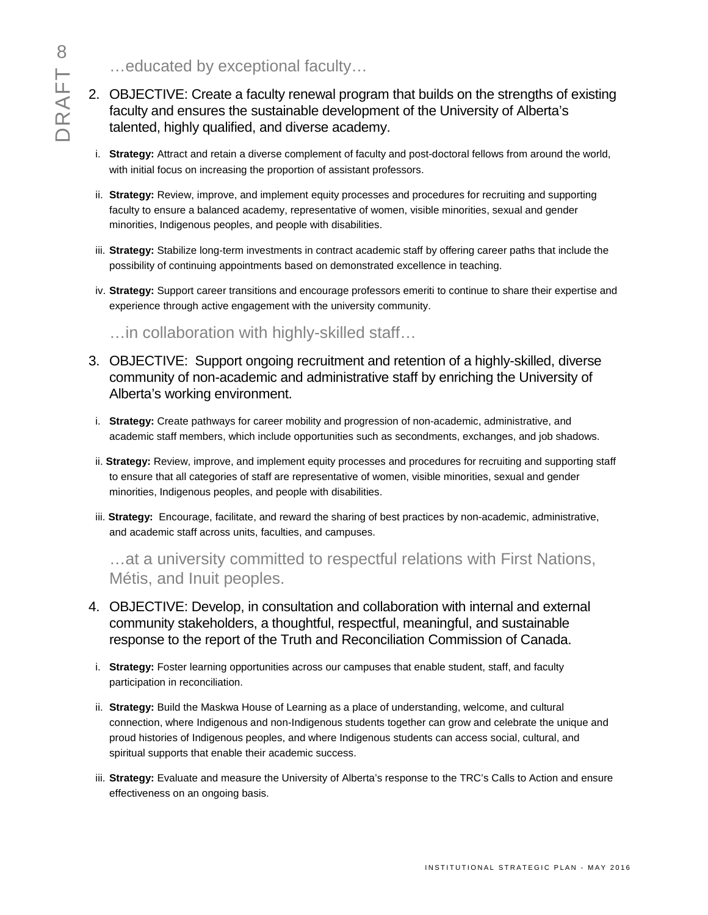…educated by exceptional faculty…

2. OBJECTIVE: Create a faculty renewal program that builds on the strengths of existing faculty and ensures the sustainable development of the University of Alberta's talented, highly qualified, and diverse academy.

   i. **Strategy:** Attract and retain a diverse complement of faculty and post-doctoral fellows from around the world, with initial focus on increasing the proportion of assistant professors.

   ii. **Strategy:** Review, improve, and implement equity processes and procedures for recruiting and supporting faculty to ensure a balanced academy, representative of women, visible minorities, sexual and gender minorities, Indigenous peoples, and people with disabilities.

   iii. **Strategy:** Stabilize long-term investments in contract academic staff by offering career paths that include the possibility of continuing appointments based on demonstrated excellence in teaching.

   iv. **Strategy:** Support career transitions and encourage professors emeriti to continue to share their expertise and experience through active engagement with the university community.

…in collaboration with highly-skilled staff…

3. OBJECTIVE: Support ongoing recruitment and retention of a highly-skilled, diverse community of non-academic and administrative staff by enriching the University of Alberta's working environment.

   i. **Strategy:** Create pathways for career mobility and progression of non-academic, administrative, and academic staff members, which include opportunities such as secondments, exchanges, and job shadows.

   ii. **Strategy:** Review, improve, and implement equity processes and procedures for recruiting and supporting staff to ensure that all categories of staff are representative of women, visible minorities, sexual and gender minorities, Indigenous peoples, and people with disabilities.

   iii. **Strategy:** Encourage, facilitate, and reward the sharing of best practices by non-academic, administrative, and academic staff across units, faculties, and campuses.

…at a university committed to respectful relations with First Nations, Métis, and Inuit peoples.

4. OBJECTIVE: Develop, in consultation and collaboration with internal and external community stakeholders, a thoughtful, respectful, meaningful, and sustainable response to the report of the Truth and Reconciliation Commission of Canada.

   i. **Strategy:** Foster learning opportunities across our campuses that enable student, staff, and faculty participation in reconciliation.

   ii. **Strategy:** Build the Maskwa House of Learning as a place of understanding, welcome, and cultural connection, where Indigenous and non-Indigenous students together can grow and celebrate the unique and proud histories of Indigenous peoples, and where Indigenous students can access social, cultural, and spiritual supports that enable their academic success.

   iii. **Strategy:** Evaluate and measure the University of Alberta's response to the TRC's Calls to Action and ensure effectiveness on an ongoing basis.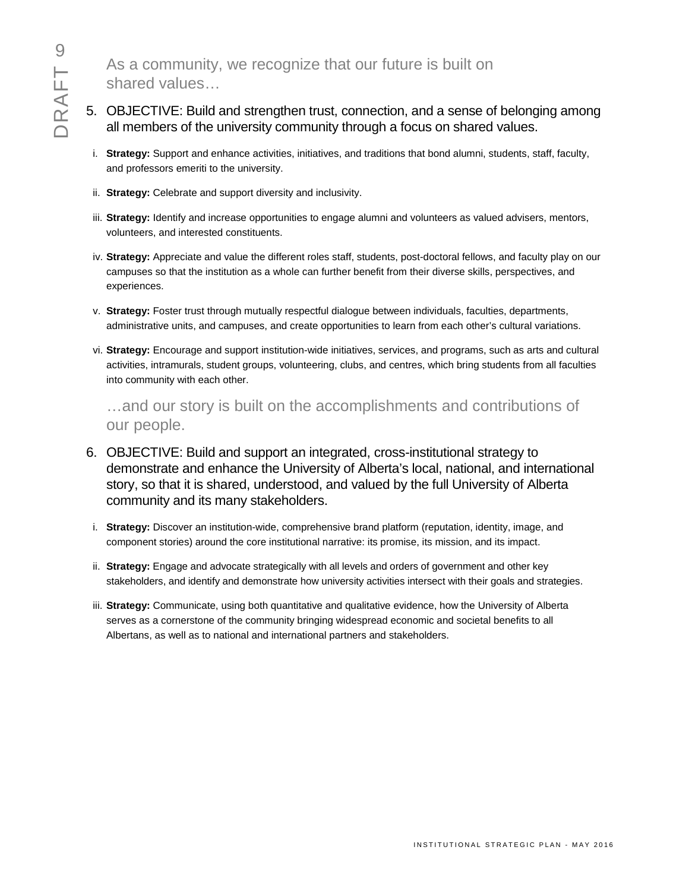As a community, we recognize that our future is built on shared values…

5. OBJECTIVE: Build and strengthen trust, connection, and a sense of belonging among all members of the university community through a focus on shared values.

   i. **Strategy:** Support and enhance activities, initiatives, and traditions that bond alumni, students, staff, faculty, and professors emeriti to the university.

   ii. **Strategy:** Celebrate and support diversity and inclusivity.

   iii. **Strategy:** Identify and increase opportunities to engage alumni and volunteers as valued advisers, mentors, volunteers, and interested constituents.

   iv. **Strategy:** Appreciate and value the different roles staff, students, post-doctoral fellows, and faculty play on our campuses so that the institution as a whole can further benefit from their diverse skills, perspectives, and experiences.

   v. **Strategy:** Foster trust through mutually respectful dialogue between individuals, faculties, departments, administrative units, and campuses, and create opportunities to learn from each other's cultural variations.

   vi. **Strategy:** Encourage and support institution-wide initiatives, services, and programs, such as arts and cultural activities, intramurals, student groups, volunteering, clubs, and centres, which bring students from all faculties into community with each other.

…and our story is built on the accomplishments and contributions of our people.

6. OBJECTIVE: Build and support an integrated, cross-institutional strategy to demonstrate and enhance the University of Alberta's local, national, and international story, so that it is shared, understood, and valued by the full University of Alberta community and its many stakeholders.

   i. **Strategy:** Discover an institution-wide, comprehensive brand platform (reputation, identity, image, and component stories) around the core institutional narrative: its promise, its mission, and its impact.

   ii. **Strategy:** Engage and advocate strategically with all levels and orders of government and other key stakeholders, and identify and demonstrate how university activities intersect with their goals and strategies.

   iii. **Strategy:** Communicate, using both quantitative and qualitative evidence, how the University of Alberta serves as a cornerstone of the community bringing widespread economic and societal benefits to all Albertans, as well as to national and international partners and stakeholders.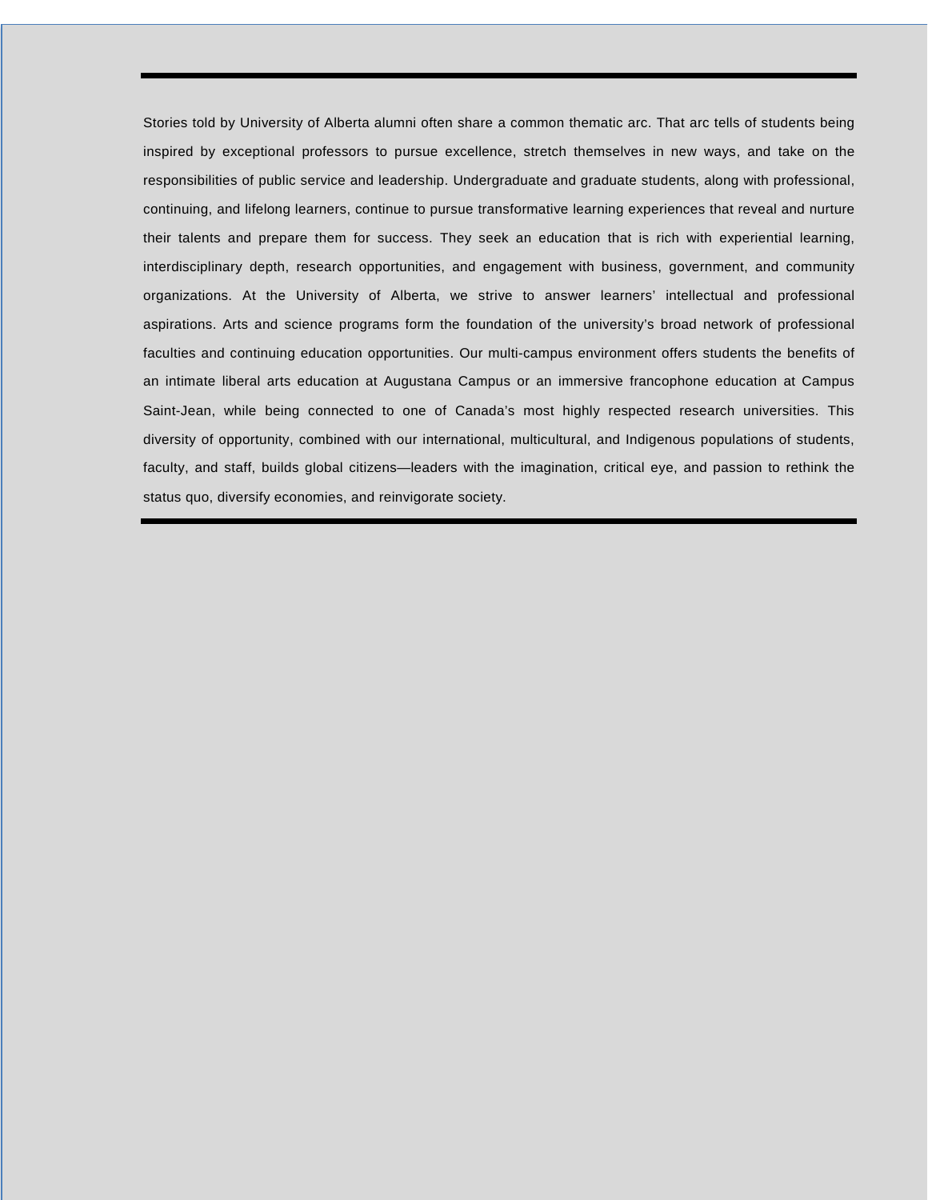Stories told by University of Alberta alumni often share a common thematic arc. That arc tells of students being inspired by exceptional professors to pursue excellence, stretch themselves in new ways, and take on the responsibilities of public service and leadership. Undergraduate and graduate students, along with professional, continuing, and lifelong learners, continue to pursue transformative learning experiences that reveal and nurture their talents and prepare them for success. They seek an education that is rich with experiential learning, interdisciplinary depth, research opportunities, and engagement with business, government, and community organizations. At the University of Alberta, we strive to answer learners' intellectual and professional aspirations. Arts and science programs form the foundation of the university's broad network of professional faculties and continuing education opportunities. Our multi-campus environment offers students the benefits of an intimate liberal arts education at Augustana Campus or an immersive francophone education at Campus Saint-Jean, while being connected to one of Canada's most highly respected research universities. This diversity of opportunity, combined with our international, multicultural, and Indigenous populations of students, faculty, and staff, builds global citizens—leaders with the imagination, critical eye, and passion to rethink the status quo, diversify economies, and reinvigorate society.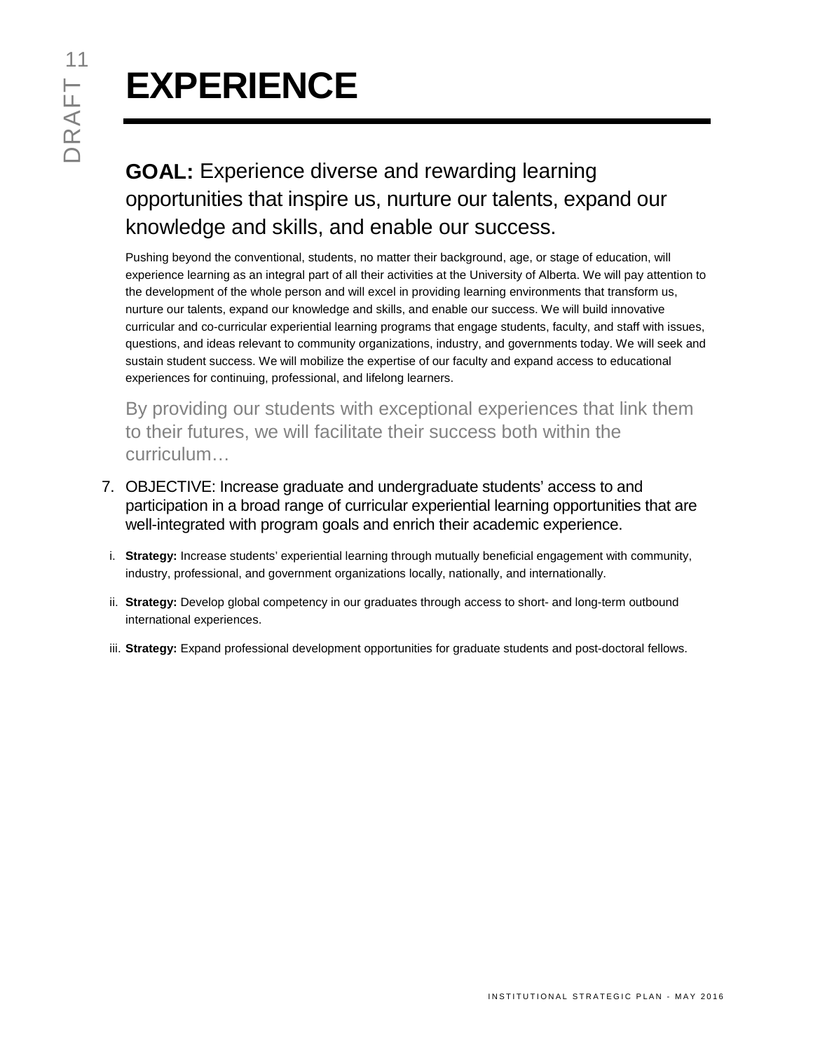# EXPERIENCE

## **GOAL:** Experience diverse and rewarding learning opportunities that inspire us, nurture our talents, expand our knowledge and skills, and enable our success.

Pushing beyond the conventional, students, no matter their background, age, or stage of education, will experience learning as an integral part of all their activities at the University of Alberta. We will pay attention to the development of the whole person and will excel in providing learning environments that transform us, nurture our talents, expand our knowledge and skills, and enable our success. We will build innovative curricular and co-curricular experiential learning programs that engage students, faculty, and staff with issues, questions, and ideas relevant to community organizations, industry, and governments today. We will seek and sustain student success. We will mobilize the expertise of our faculty and expand access to educational experiences for continuing, professional, and lifelong learners.

By providing our students with exceptional experiences that link them to their futures, we will facilitate their success both within the curriculum…

7. OBJECTIVE: Increase graduate and undergraduate students' access to and participation in a broad range of curricular experiential learning opportunities that are well-integrated with program goals and enrich their academic experience.

   i. **Strategy:** Increase students' experiential learning through mutually beneficial engagement with community, industry, professional, and government organizations locally, nationally, and internationally.

   ii. **Strategy:** Develop global competency in our graduates through access to short- and long-term outbound international experiences.

   iii. **Strategy:** Expand professional development opportunities for graduate students and post-doctoral fellows.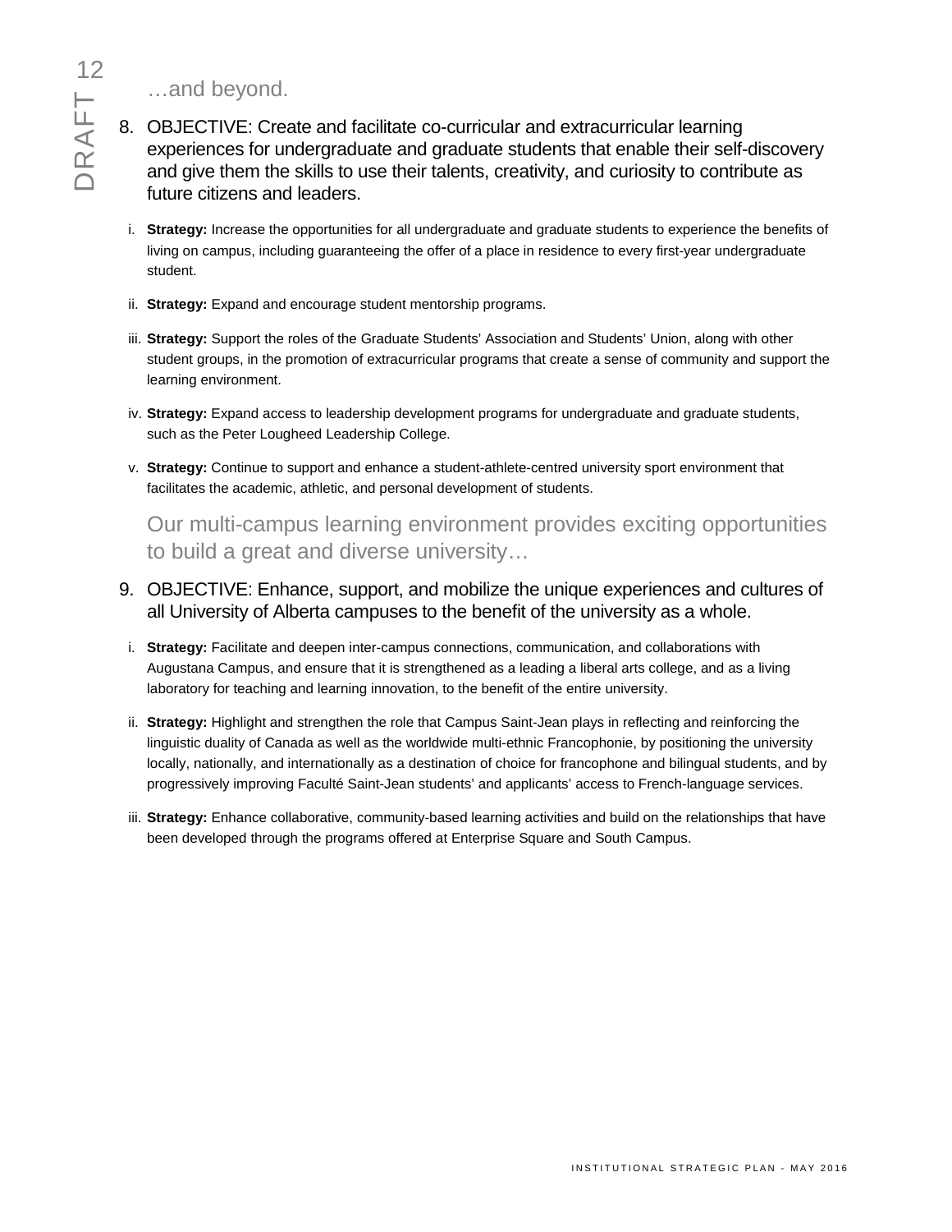…and beyond.

8. OBJECTIVE: Create and facilitate co-curricular and extracurricular learning experiences for undergraduate and graduate students that enable their self-discovery and give them the skills to use their talents, creativity, and curiosity to contribute as future citizens and leaders.

   i. **Strategy:** Increase the opportunities for all undergraduate and graduate students to experience the benefits of living on campus, including guaranteeing the offer of a place in residence to every first-year undergraduate student.

   ii. **Strategy:** Expand and encourage student mentorship programs.

   iii. **Strategy:** Support the roles of the Graduate Students' Association and Students' Union, along with other student groups, in the promotion of extracurricular programs that create a sense of community and support the learning environment.

   iv. **Strategy:** Expand access to leadership development programs for undergraduate and graduate students, such as the Peter Lougheed Leadership College.

   v. **Strategy:** Continue to support and enhance a student-athlete-centred university sport environment that facilitates the academic, athletic, and personal development of students.

Our multi-campus learning environment provides exciting opportunities to build a great and diverse university…

9. OBJECTIVE: Enhance, support, and mobilize the unique experiences and cultures of all University of Alberta campuses to the benefit of the university as a whole.

   i. **Strategy:** Facilitate and deepen inter-campus connections, communication, and collaborations with Augustana Campus, and ensure that it is strengthened as a leading a liberal arts college, and as a living laboratory for teaching and learning innovation, to the benefit of the entire university.

   ii. **Strategy:** Highlight and strengthen the role that Campus Saint-Jean plays in reflecting and reinforcing the linguistic duality of Canada as well as the worldwide multi-ethnic Francophonie, by positioning the university locally, nationally, and internationally as a destination of choice for francophone and bilingual students, and by progressively improving Faculté Saint-Jean students' and applicants' access to French-language services.

   iii. **Strategy:** Enhance collaborative, community-based learning activities and build on the relationships that have been developed through the programs offered at Enterprise Square and South Campus.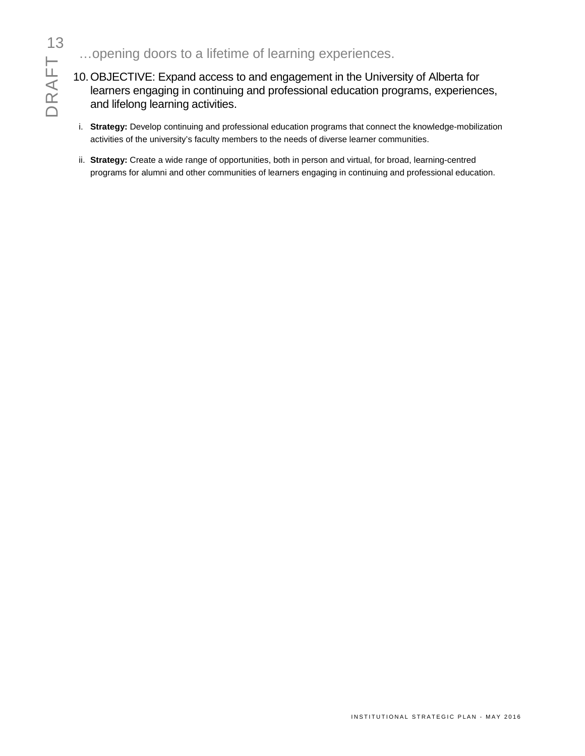…opening doors to a lifetime of learning experiences.

10. OBJECTIVE: Expand access to and engagement in the University of Alberta for learners engaging in continuing and professional education programs, experiences, and lifelong learning activities.

   i. **Strategy:** Develop continuing and professional education programs that connect the knowledge-mobilization activities of the university's faculty members to the needs of diverse learner communities.

   ii. **Strategy:** Create a wide range of opportunities, both in person and virtual, for broad, learning-centred programs for alumni and other communities of learners engaging in continuing and professional education.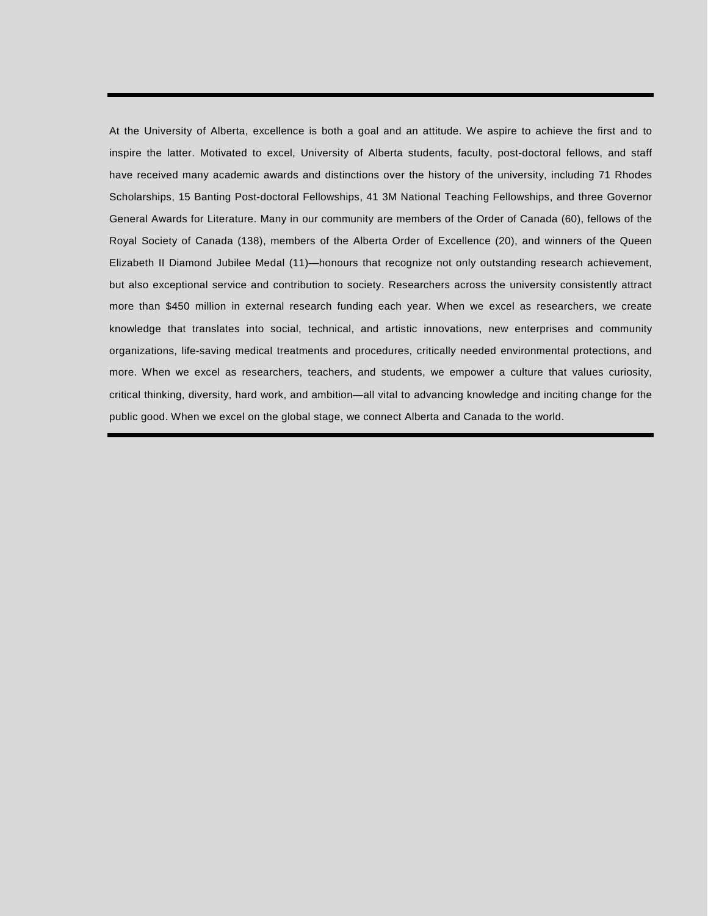At the University of Alberta, excellence is both a goal and an attitude. We aspire to achieve the first and to inspire the latter. Motivated to excel, University of Alberta students, faculty, post-doctoral fellows, and staff have received many academic awards and distinctions over the history of the university, including 71 Rhodes Scholarships, 15 Banting Post-doctoral Fellowships, 41 3M National Teaching Fellowships, and three Governor General Awards for Literature. Many in our community are members of the Order of Canada (60), fellows of the Royal Society of Canada (138), members of the Alberta Order of Excellence (20), and winners of the Queen Elizabeth II Diamond Jubilee Medal (11)—honours that recognize not only outstanding research achievement, but also exceptional service and contribution to society. Researchers across the university consistently attract more than $450 million in external research funding each year. When we excel as researchers, we create knowledge that translates into social, technical, and artistic innovations, new enterprises and community organizations, life-saving medical treatments and procedures, critically needed environmental protections, and more. When we excel as researchers, teachers, and students, we empower a culture that values curiosity, critical thinking, diversity, hard work, and ambition—all vital to advancing knowledge and inciting change for the public good. When we excel on the global stage, we connect Alberta and Canada to the world.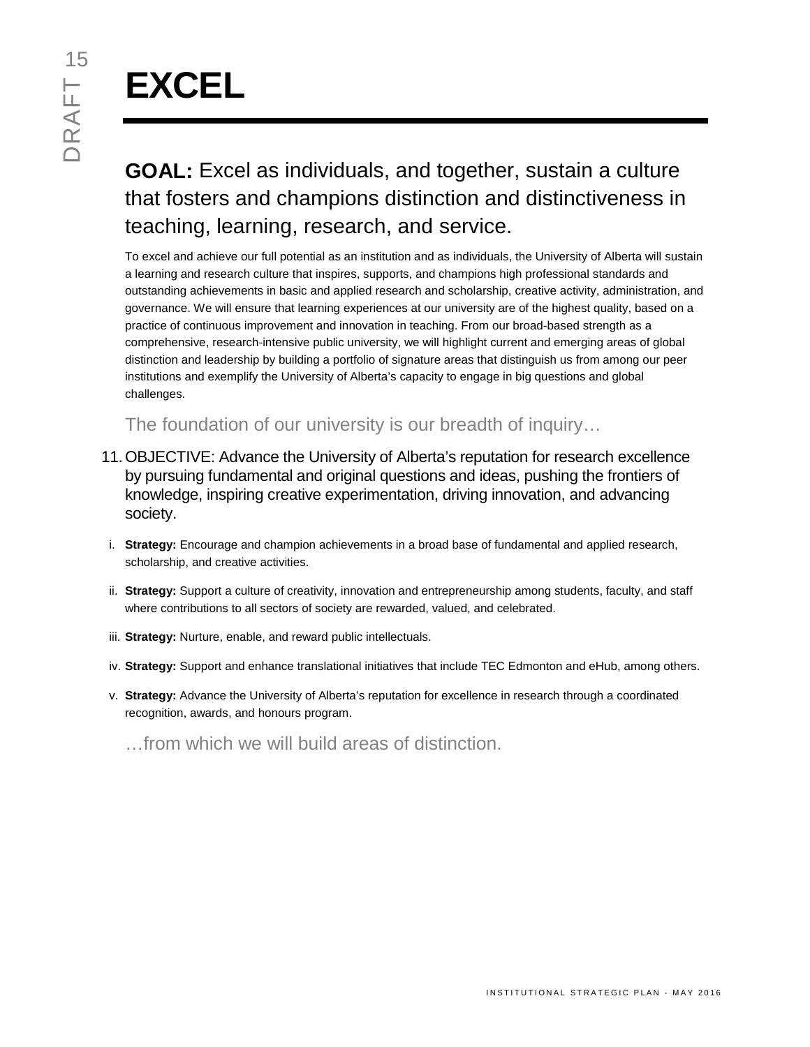# EXCEL

**GOAL:** Excel as individuals, and together, sustain a culture that fosters and champions distinction and distinctiveness in teaching, learning, research, and service.

To excel and achieve our full potential as an institution and as individuals, the University of Alberta will sustain a learning and research culture that inspires, supports, and champions high professional standards and outstanding achievements in basic and applied research and scholarship, creative activity, administration, and governance. We will ensure that learning experiences at our university are of the highest quality, based on a practice of continuous improvement and innovation in teaching. From our broad-based strength as a comprehensive, research-intensive public university, we will highlight current and emerging areas of global distinction and leadership by building a portfolio of signature areas that distinguish us from among our peer institutions and exemplify the University of Alberta's capacity to engage in big questions and global challenges.

The foundation of our university is our breadth of inquiry…

11. OBJECTIVE: Advance the University of Alberta's reputation for research excellence by pursuing fundamental and original questions and ideas, pushing the frontiers of knowledge, inspiring creative experimentation, driving innovation, and advancing society.

   i. **Strategy:** Encourage and champion achievements in a broad base of fundamental and applied research, scholarship, and creative activities.

   ii. **Strategy:** Support a culture of creativity, innovation and entrepreneurship among students, faculty, and staff where contributions to all sectors of society are rewarded, valued, and celebrated.

   iii. **Strategy:** Nurture, enable, and reward public intellectuals.

   iv. **Strategy:** Support and enhance translational initiatives that include TEC Edmonton and eHub, among others.

   v. **Strategy:** Advance the University of Alberta's reputation for excellence in research through a coordinated recognition, awards, and honours program.

…from which we will build areas of distinction.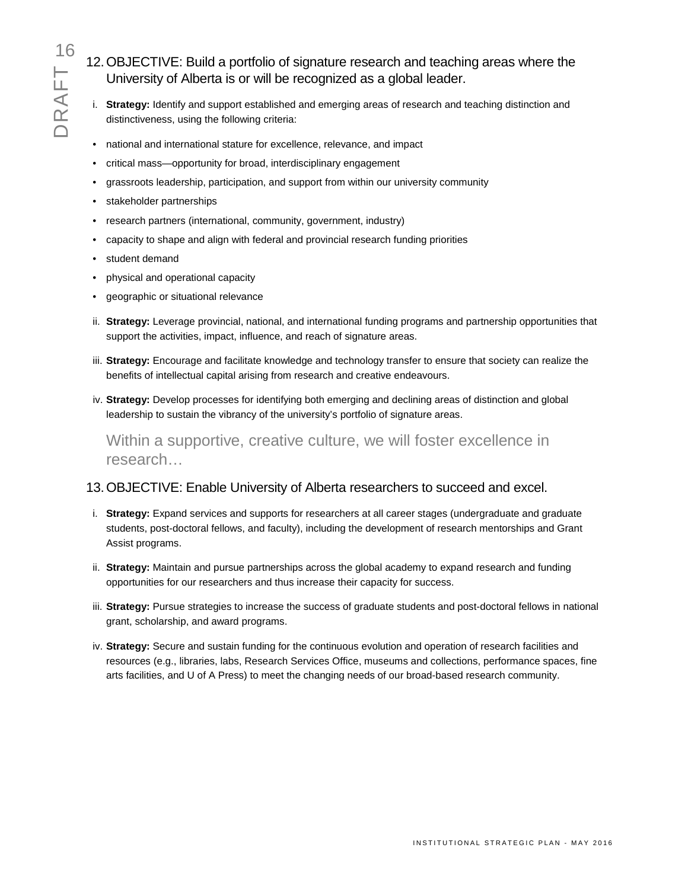## 12. OBJECTIVE: Build a portfolio of signature research and teaching areas where the University of Alberta is or will be recognized as a global leader.

i. **Strategy:** Identify and support established and emerging areas of research and teaching distinction and distinctiveness, using the following criteria:

- national and international stature for excellence, relevance, and impact
- critical mass—opportunity for broad, interdisciplinary engagement
- grassroots leadership, participation, and support from within our university community
- stakeholder partnerships
- research partners (international, community, government, industry)
- capacity to shape and align with federal and provincial research funding priorities
- student demand
- physical and operational capacity
- geographic or situational relevance

ii. **Strategy:** Leverage provincial, national, and international funding programs and partnership opportunities that support the activities, impact, influence, and reach of signature areas.

iii. **Strategy:** Encourage and facilitate knowledge and technology transfer to ensure that society can realize the benefits of intellectual capital arising from research and creative endeavours.

iv. **Strategy:** Develop processes for identifying both emerging and declining areas of distinction and global leadership to sustain the vibrancy of the university's portfolio of signature areas.

### Within a supportive, creative culture, we will foster excellence in research…

## 13. OBJECTIVE: Enable University of Alberta researchers to succeed and excel.

i. **Strategy:** Expand services and supports for researchers at all career stages (undergraduate and graduate students, post-doctoral fellows, and faculty), including the development of research mentorships and Grant Assist programs.

ii. **Strategy:** Maintain and pursue partnerships across the global academy to expand research and funding opportunities for our researchers and thus increase their capacity for success.

iii. **Strategy:** Pursue strategies to increase the success of graduate students and post-doctoral fellows in national grant, scholarship, and award programs.

iv. **Strategy:** Secure and sustain funding for the continuous evolution and operation of research facilities and resources (e.g., libraries, labs, Research Services Office, museums and collections, performance spaces, fine arts facilities, and U of A Press) to meet the changing needs of our broad-based research community.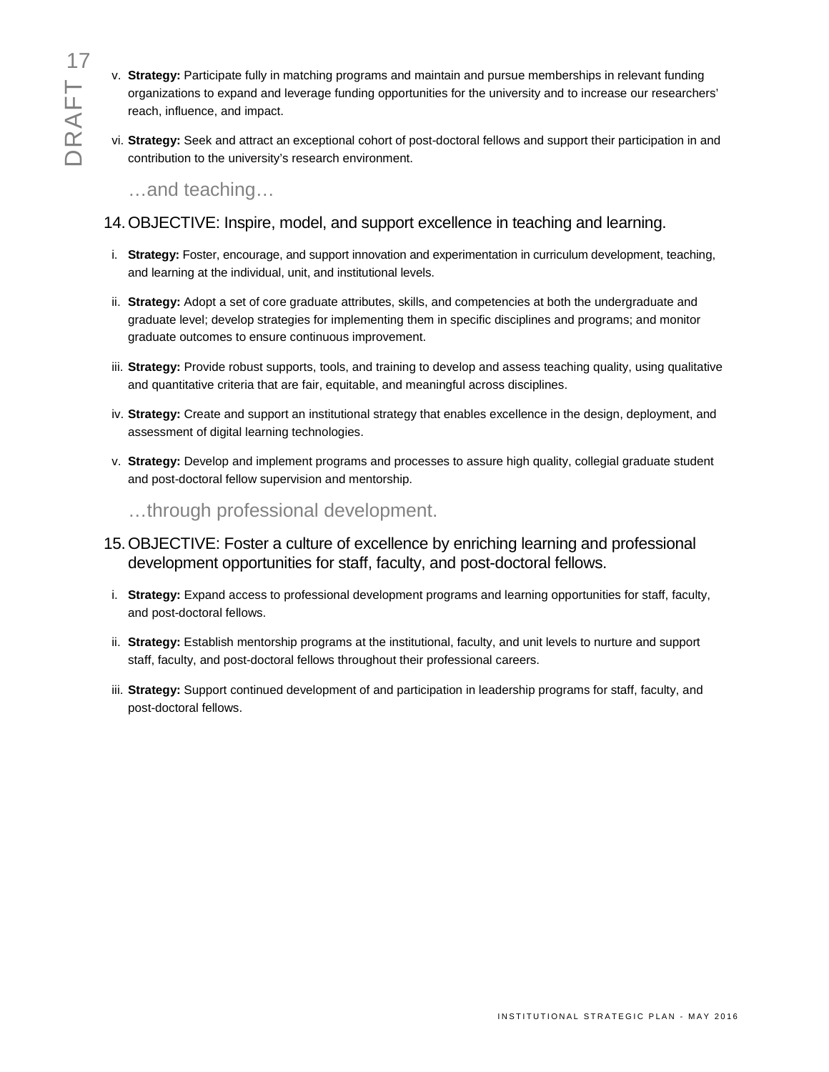v. **Strategy:** Participate fully in matching programs and maintain and pursue memberships in relevant funding organizations to expand and leverage funding opportunities for the university and to increase our researchers' reach, influence, and impact.

vi. **Strategy:** Seek and attract an exceptional cohort of post-doctoral fellows and support their participation in and contribution to the university's research environment.

### …and teaching…

## 14. OBJECTIVE: Inspire, model, and support excellence in teaching and learning.

i. **Strategy:** Foster, encourage, and support innovation and experimentation in curriculum development, teaching, and learning at the individual, unit, and institutional levels.

ii. **Strategy:** Adopt a set of core graduate attributes, skills, and competencies at both the undergraduate and graduate level; develop strategies for implementing them in specific disciplines and programs; and monitor graduate outcomes to ensure continuous improvement.

iii. **Strategy:** Provide robust supports, tools, and training to develop and assess teaching quality, using qualitative and quantitative criteria that are fair, equitable, and meaningful across disciplines.

iv. **Strategy:** Create and support an institutional strategy that enables excellence in the design, deployment, and assessment of digital learning technologies.

v. **Strategy:** Develop and implement programs and processes to assure high quality, collegial graduate student and post-doctoral fellow supervision and mentorship.

### …through professional development.

## 15. OBJECTIVE: Foster a culture of excellence by enriching learning and professional development opportunities for staff, faculty, and post-doctoral fellows.

i. **Strategy:** Expand access to professional development programs and learning opportunities for staff, faculty, and post-doctoral fellows.

ii. **Strategy:** Establish mentorship programs at the institutional, faculty, and unit levels to nurture and support staff, faculty, and post-doctoral fellows throughout their professional careers.

iii. **Strategy:** Support continued development of and participation in leadership programs for staff, faculty, and post-doctoral fellows.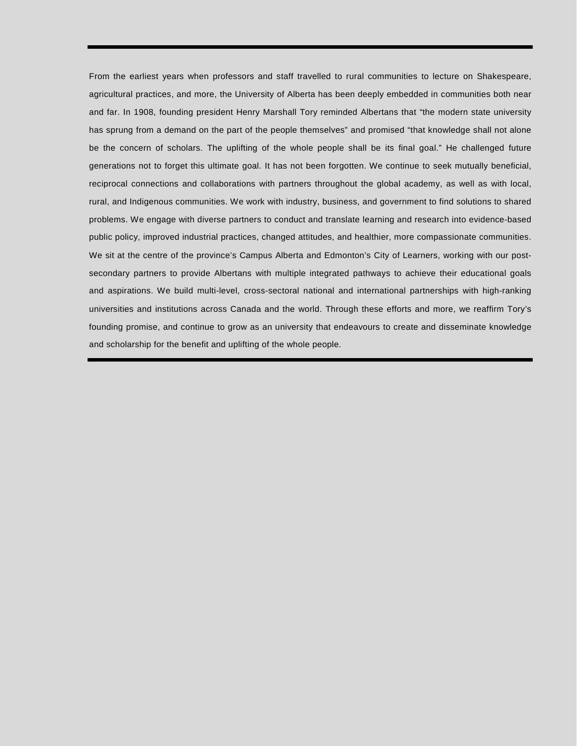---

From the earliest years when professors and staff travelled to rural communities to lecture on Shakespeare, agricultural practices, and more, the University of Alberta has been deeply embedded in communities both near and far. In 1908, founding president Henry Marshall Tory reminded Albertans that “the modern state university has sprung from a demand on the part of the people themselves” and promised “that knowledge shall not alone be the concern of scholars. The uplifting of the whole people shall be its final goal.” He challenged future generations not to forget this ultimate goal. It has not been forgotten. We continue to seek mutually beneficial, reciprocal connections and collaborations with partners throughout the global academy, as well as with local, rural, and Indigenous communities. We work with industry, business, and government to find solutions to shared problems. We engage with diverse partners to conduct and translate learning and research into evidence-based public policy, improved industrial practices, changed attitudes, and healthier, more compassionate communities. We sit at the centre of the province’s Campus Alberta and Edmonton’s City of Learners, working with our post-secondary partners to provide Albertans with multiple integrated pathways to achieve their educational goals and aspirations. We build multi-level, cross-sectoral national and international partnerships with high-ranking universities and institutions across Canada and the world. Through these efforts and more, we reaffirm Tory’s founding promise, and continue to grow as an university that endeavours to create and disseminate knowledge and scholarship for the benefit and uplifting of the whole people.

---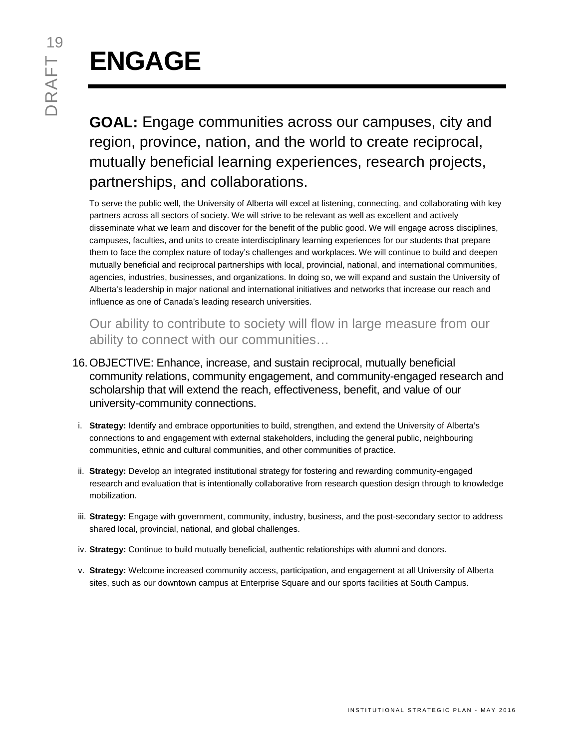# ENGAGE

**GOAL:** Engage communities across our campuses, city and region, province, nation, and the world to create reciprocal, mutually beneficial learning experiences, research projects, partnerships, and collaborations.

To serve the public well, the University of Alberta will excel at listening, connecting, and collaborating with key partners across all sectors of society. We will strive to be relevant as well as excellent and actively disseminate what we learn and discover for the benefit of the public good. We will engage across disciplines, campuses, faculties, and units to create interdisciplinary learning experiences for our students that prepare them to face the complex nature of today's challenges and workplaces. We will continue to build and deepen mutually beneficial and reciprocal partnerships with local, provincial, national, and international communities, agencies, industries, businesses, and organizations. In doing so, we will expand and sustain the University of Alberta's leadership in major national and international initiatives and networks that increase our reach and influence as one of Canada's leading research universities.

Our ability to contribute to society will flow in large measure from our ability to connect with our communities…

16. OBJECTIVE: Enhance, increase, and sustain reciprocal, mutually beneficial community relations, community engagement, and community-engaged research and scholarship that will extend the reach, effectiveness, benefit, and value of our university-community connections.

   i. **Strategy:** Identify and embrace opportunities to build, strengthen, and extend the University of Alberta's connections to and engagement with external stakeholders, including the general public, neighbouring communities, ethnic and cultural communities, and other communities of practice.

   ii. **Strategy:** Develop an integrated institutional strategy for fostering and rewarding community-engaged research and evaluation that is intentionally collaborative from research question design through to knowledge mobilization.

   iii. **Strategy:** Engage with government, community, industry, business, and the post-secondary sector to address shared local, provincial, national, and global challenges.

   iv. **Strategy:** Continue to build mutually beneficial, authentic relationships with alumni and donors.

   v. **Strategy:** Welcome increased community access, participation, and engagement at all University of Alberta sites, such as our downtown campus at Enterprise Square and our sports facilities at South Campus.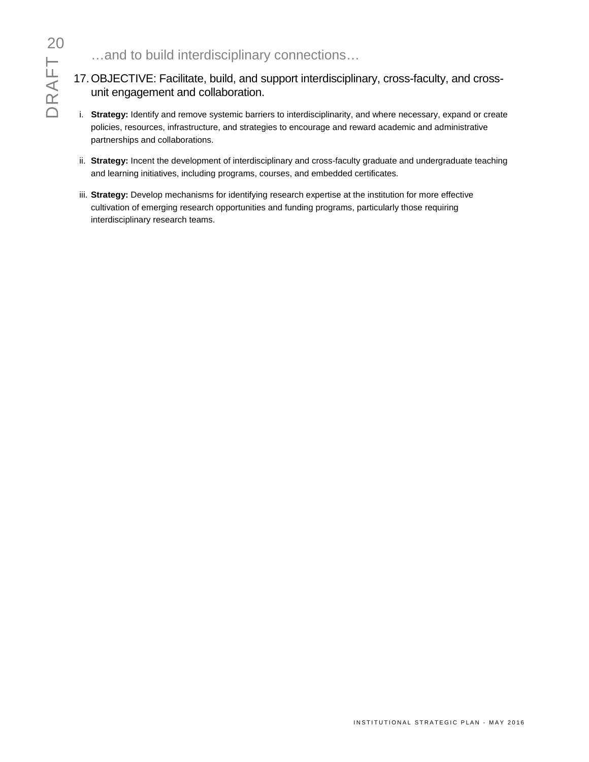…and to build interdisciplinary connections…

17. OBJECTIVE: Facilitate, build, and support interdisciplinary, cross-faculty, and cross-unit engagement and collaboration.

i. **Strategy:** Identify and remove systemic barriers to interdisciplinarity, and where necessary, expand or create policies, resources, infrastructure, and strategies to encourage and reward academic and administrative partnerships and collaborations.

ii. **Strategy:** Incent the development of interdisciplinary and cross-faculty graduate and undergraduate teaching and learning initiatives, including programs, courses, and embedded certificates.

iii. **Strategy:** Develop mechanisms for identifying research expertise at the institution for more effective cultivation of emerging research opportunities and funding programs, particularly those requiring interdisciplinary research teams.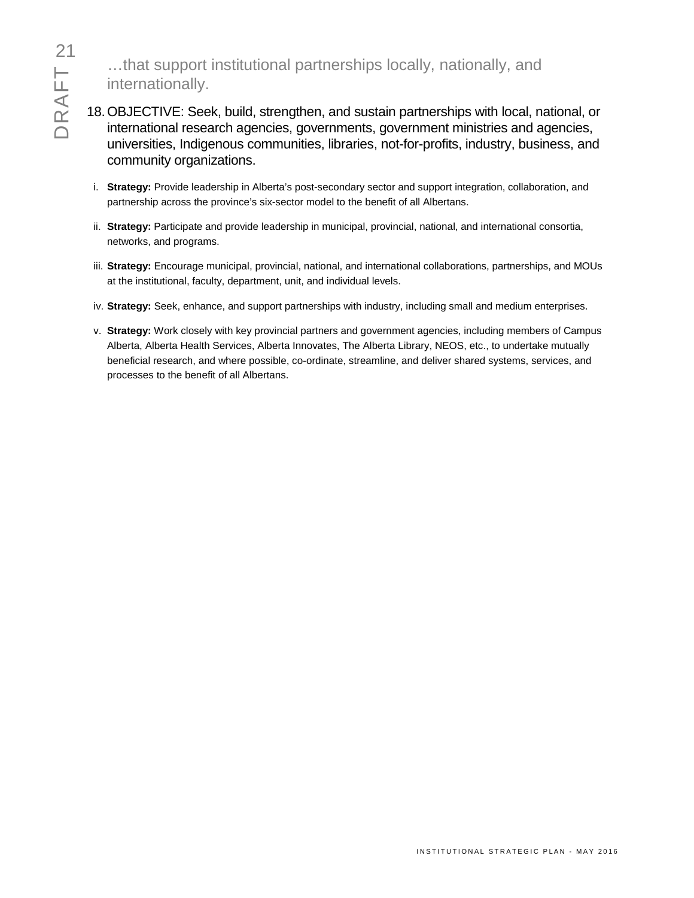…that support institutional partnerships locally, nationally, and internationally.

18. OBJECTIVE: Seek, build, strengthen, and sustain partnerships with local, national, or international research agencies, governments, government ministries and agencies, universities, Indigenous communities, libraries, not-for-profits, industry, business, and community organizations.

   i. **Strategy:** Provide leadership in Alberta's post-secondary sector and support integration, collaboration, and partnership across the province's six-sector model to the benefit of all Albertans.

   ii. **Strategy:** Participate and provide leadership in municipal, provincial, national, and international consortia, networks, and programs.

   iii. **Strategy:** Encourage municipal, provincial, national, and international collaborations, partnerships, and MOUs at the institutional, faculty, department, unit, and individual levels.

   iv. **Strategy:** Seek, enhance, and support partnerships with industry, including small and medium enterprises.

   v. **Strategy:** Work closely with key provincial partners and government agencies, including members of Campus Alberta, Alberta Health Services, Alberta Innovates, The Alberta Library, NEOS, etc., to undertake mutually beneficial research, and where possible, co-ordinate, streamline, and deliver shared systems, services, and processes to the benefit of all Albertans.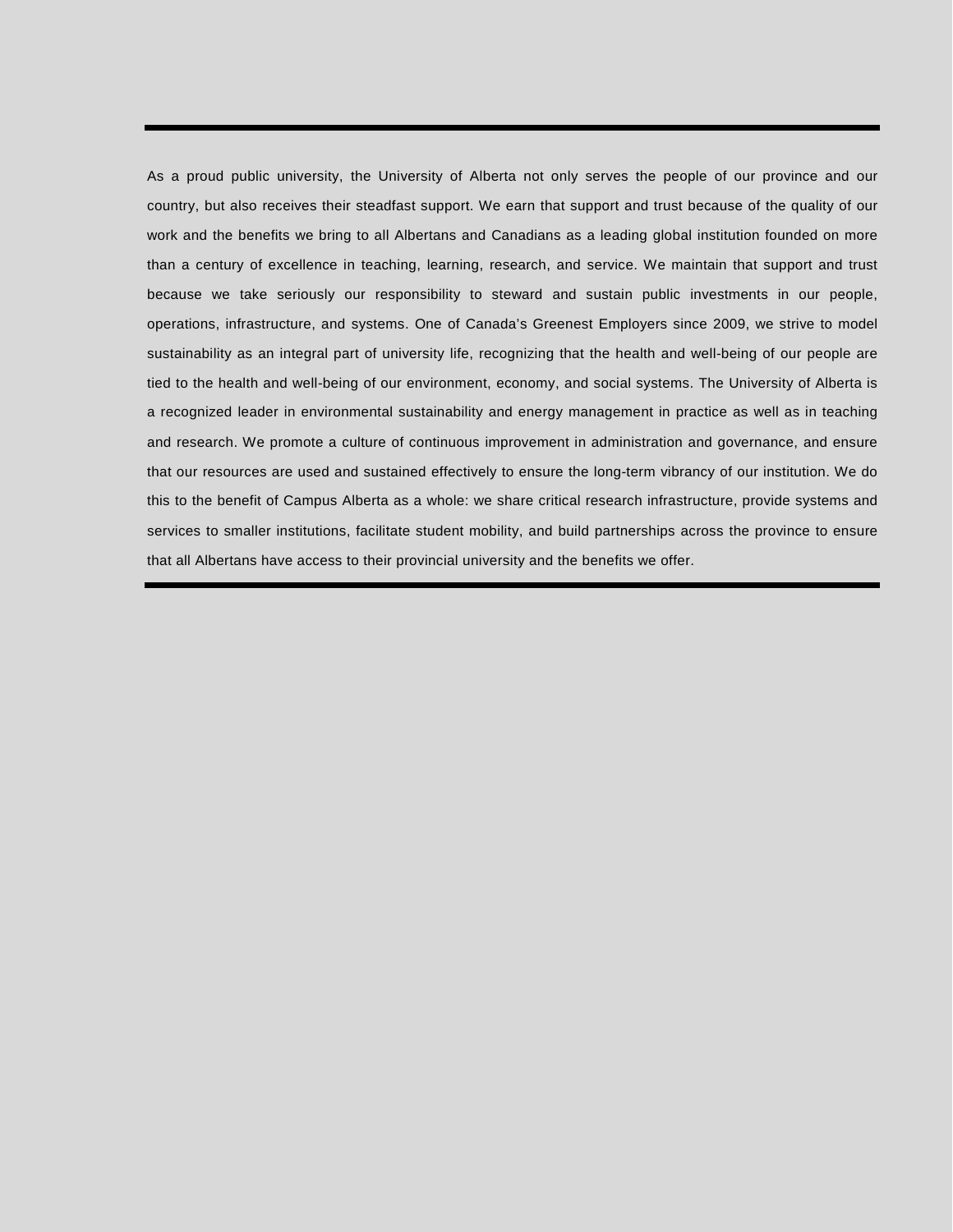As a proud public university, the University of Alberta not only serves the people of our province and our country, but also receives their steadfast support. We earn that support and trust because of the quality of our work and the benefits we bring to all Albertans and Canadians as a leading global institution founded on more than a century of excellence in teaching, learning, research, and service. We maintain that support and trust because we take seriously our responsibility to steward and sustain public investments in our people, operations, infrastructure, and systems. One of Canada's Greenest Employers since 2009, we strive to model sustainability as an integral part of university life, recognizing that the health and well-being of our people are tied to the health and well-being of our environment, economy, and social systems. The University of Alberta is a recognized leader in environmental sustainability and energy management in practice as well as in teaching and research. We promote a culture of continuous improvement in administration and governance, and ensure that our resources are used and sustained effectively to ensure the long-term vibrancy of our institution. We do this to the benefit of Campus Alberta as a whole: we share critical research infrastructure, provide systems and services to smaller institutions, facilitate student mobility, and build partnerships across the province to ensure that all Albertans have access to their provincial university and the benefits we offer.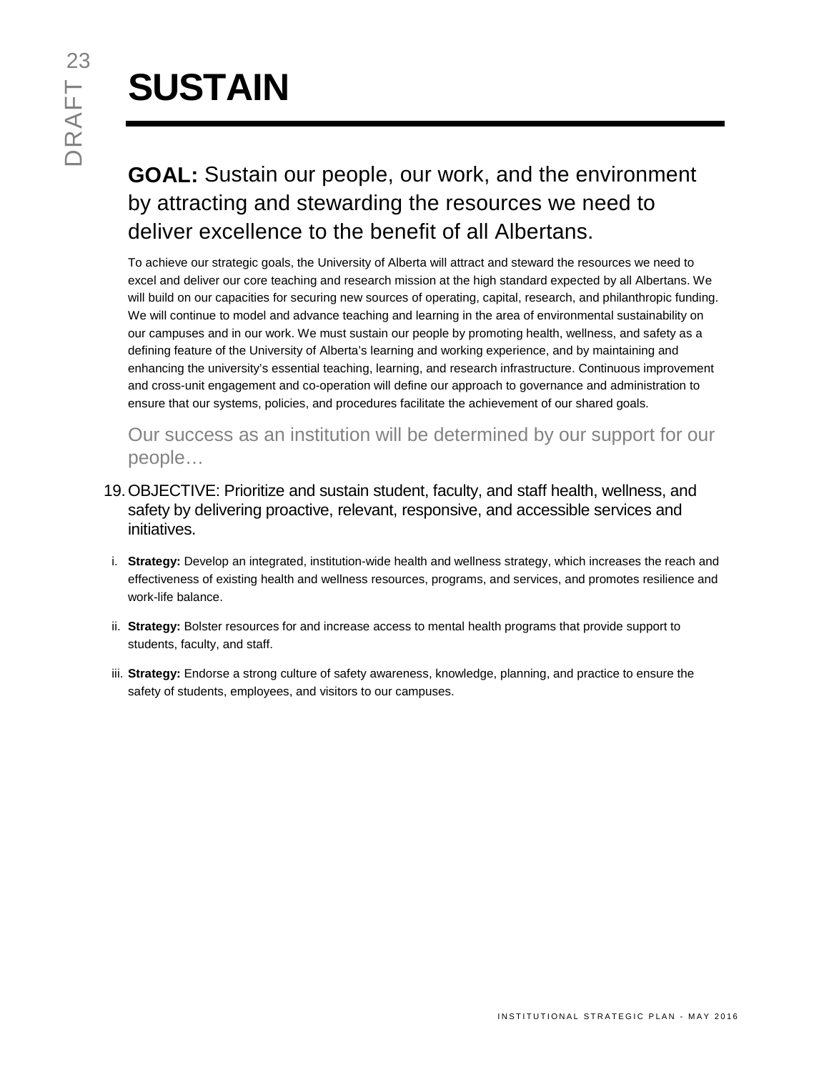# SUSTAIN

## **GOAL:** Sustain our people, our work, and the environment by attracting and stewarding the resources we need to deliver excellence to the benefit of all Albertans.

To achieve our strategic goals, the University of Alberta will attract and steward the resources we need to excel and deliver our core teaching and research mission at the high standard expected by all Albertans. We will build on our capacities for securing new sources of operating, capital, research, and philanthropic funding. We will continue to model and advance teaching and learning in the area of environmental sustainability on our campuses and in our work. We must sustain our people by promoting health, wellness, and safety as a defining feature of the University of Alberta's learning and working experience, and by maintaining and enhancing the university's essential teaching, learning, and research infrastructure. Continuous improvement and cross-unit engagement and co-operation will define our approach to governance and administration to ensure that our systems, policies, and procedures facilitate the achievement of our shared goals.

Our success as an institution will be determined by our support for our people…

19. OBJECTIVE: Prioritize and sustain student, faculty, and staff health, wellness, and safety by delivering proactive, relevant, responsive, and accessible services and initiatives.

   i. **Strategy:** Develop an integrated, institution-wide health and wellness strategy, which increases the reach and effectiveness of existing health and wellness resources, programs, and services, and promotes resilience and work-life balance.

   ii. **Strategy:** Bolster resources for and increase access to mental health programs that provide support to students, faculty, and staff.

   iii. **Strategy:** Endorse a strong culture of safety awareness, knowledge, planning, and practice to ensure the safety of students, employees, and visitors to our campuses.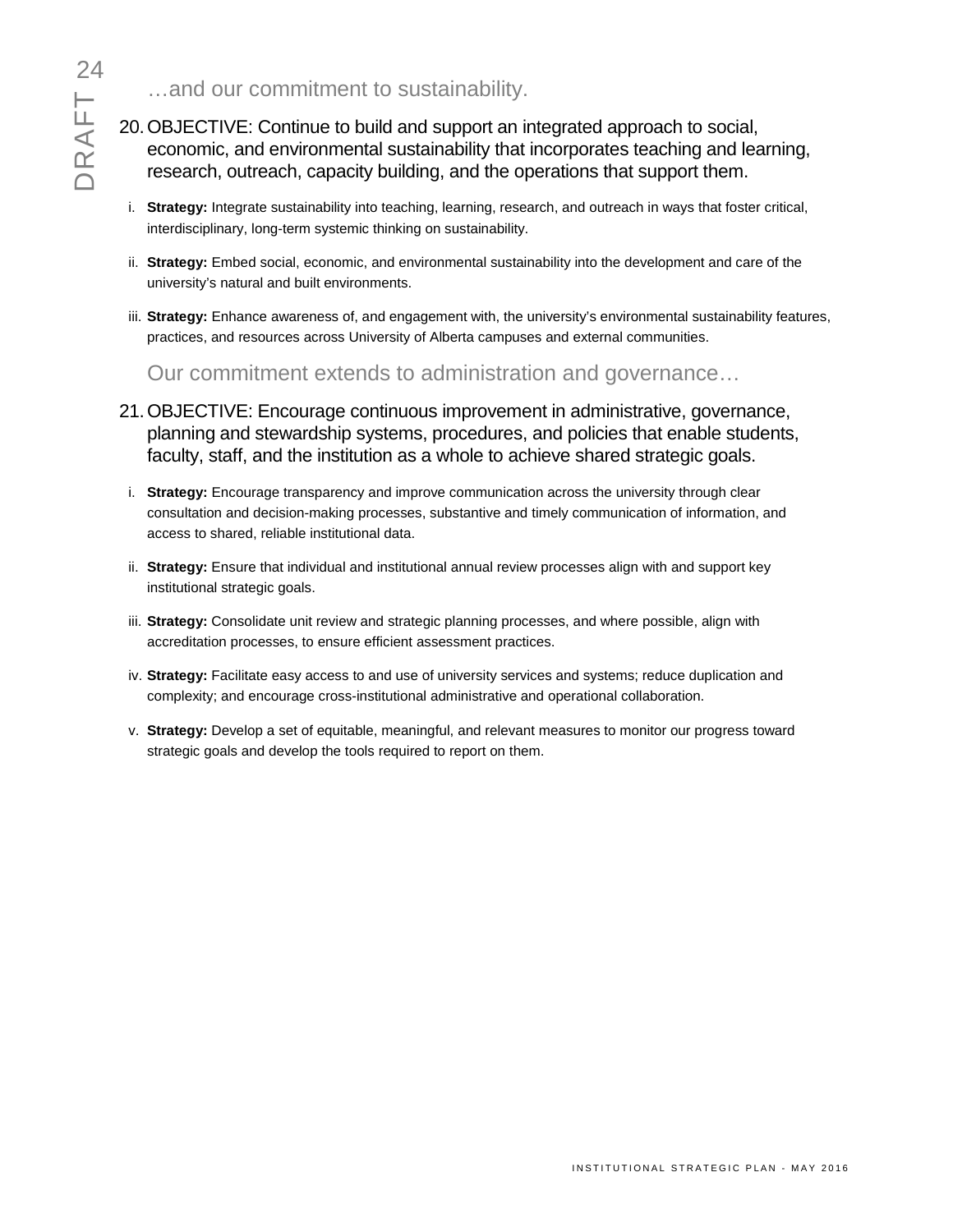…and our commitment to sustainability.

20. OBJECTIVE: Continue to build and support an integrated approach to social, economic, and environmental sustainability that incorporates teaching and learning, research, outreach, capacity building, and the operations that support them.

    i. **Strategy:** Integrate sustainability into teaching, learning, research, and outreach in ways that foster critical, interdisciplinary, long-term systemic thinking on sustainability.

    ii. **Strategy:** Embed social, economic, and environmental sustainability into the development and care of the university's natural and built environments.

    iii. **Strategy:** Enhance awareness of, and engagement with, the university's environmental sustainability features, practices, and resources across University of Alberta campuses and external communities.

Our commitment extends to administration and governance…

21. OBJECTIVE: Encourage continuous improvement in administrative, governance, planning and stewardship systems, procedures, and policies that enable students, faculty, staff, and the institution as a whole to achieve shared strategic goals.

    i. **Strategy:** Encourage transparency and improve communication across the university through clear consultation and decision-making processes, substantive and timely communication of information, and access to shared, reliable institutional data.

    ii. **Strategy:** Ensure that individual and institutional annual review processes align with and support key institutional strategic goals.

    iii. **Strategy:** Consolidate unit review and strategic planning processes, and where possible, align with accreditation processes, to ensure efficient assessment practices.

    iv. **Strategy:** Facilitate easy access to and use of university services and systems; reduce duplication and complexity; and encourage cross-institutional administrative and operational collaboration.

    v. **Strategy:** Develop a set of equitable, meaningful, and relevant measures to monitor our progress toward strategic goals and develop the tools required to report on them.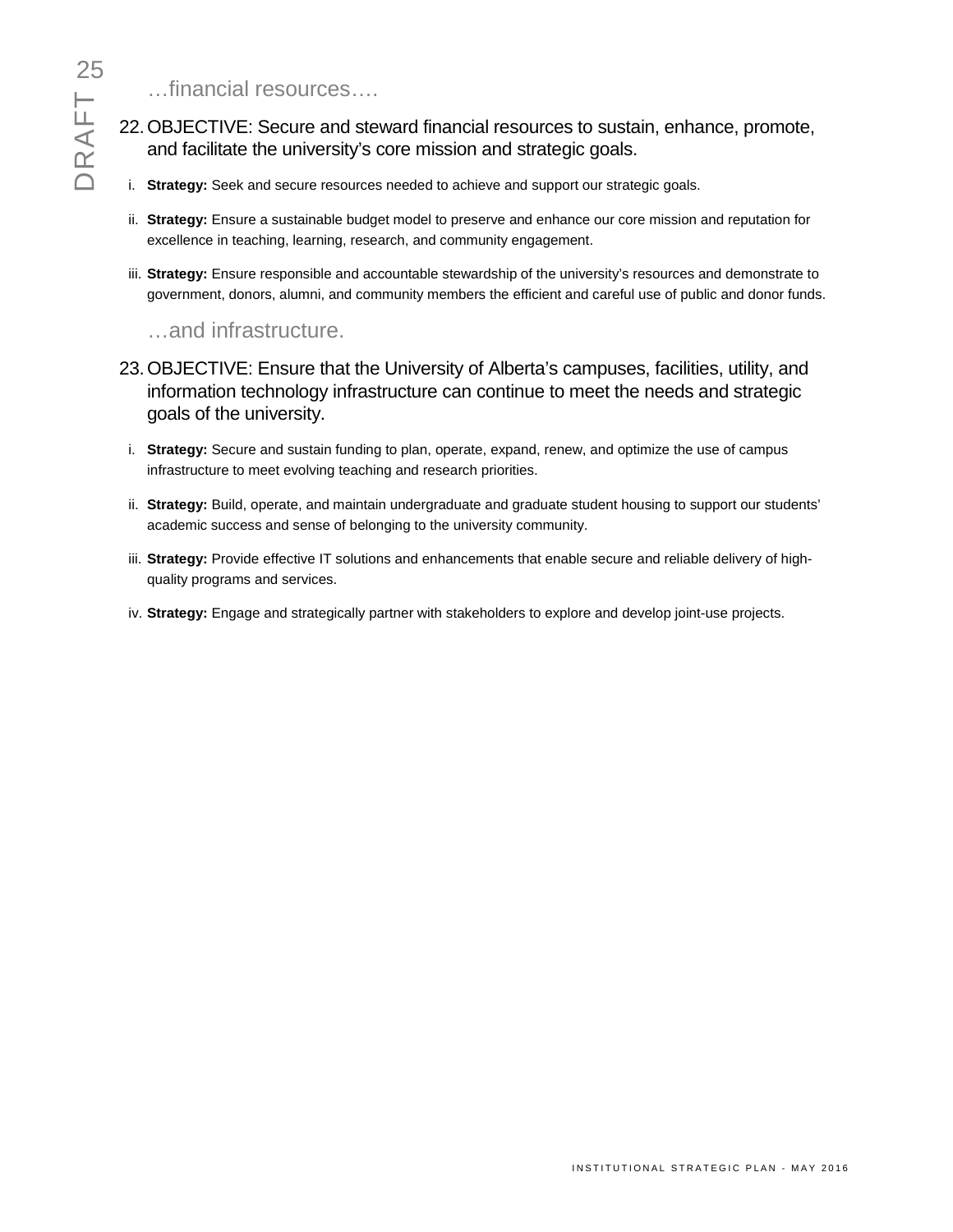### …financial resources….

22. OBJECTIVE: Secure and steward financial resources to sustain, enhance, promote, and facilitate the university's core mission and strategic goals.

    i. **Strategy:** Seek and secure resources needed to achieve and support our strategic goals.

    ii. **Strategy:** Ensure a sustainable budget model to preserve and enhance our core mission and reputation for excellence in teaching, learning, research, and community engagement.

    iii. **Strategy:** Ensure responsible and accountable stewardship of the university's resources and demonstrate to government, donors, alumni, and community members the efficient and careful use of public and donor funds.

### …and infrastructure.

23. OBJECTIVE: Ensure that the University of Alberta's campuses, facilities, utility, and information technology infrastructure can continue to meet the needs and strategic goals of the university.

    i. **Strategy:** Secure and sustain funding to plan, operate, expand, renew, and optimize the use of campus infrastructure to meet evolving teaching and research priorities.

    ii. **Strategy:** Build, operate, and maintain undergraduate and graduate student housing to support our students' academic success and sense of belonging to the university community.

    iii. **Strategy:** Provide effective IT solutions and enhancements that enable secure and reliable delivery of high-quality programs and services.

    iv. **Strategy:** Engage and strategically partner with stakeholders to explore and develop joint-use projects.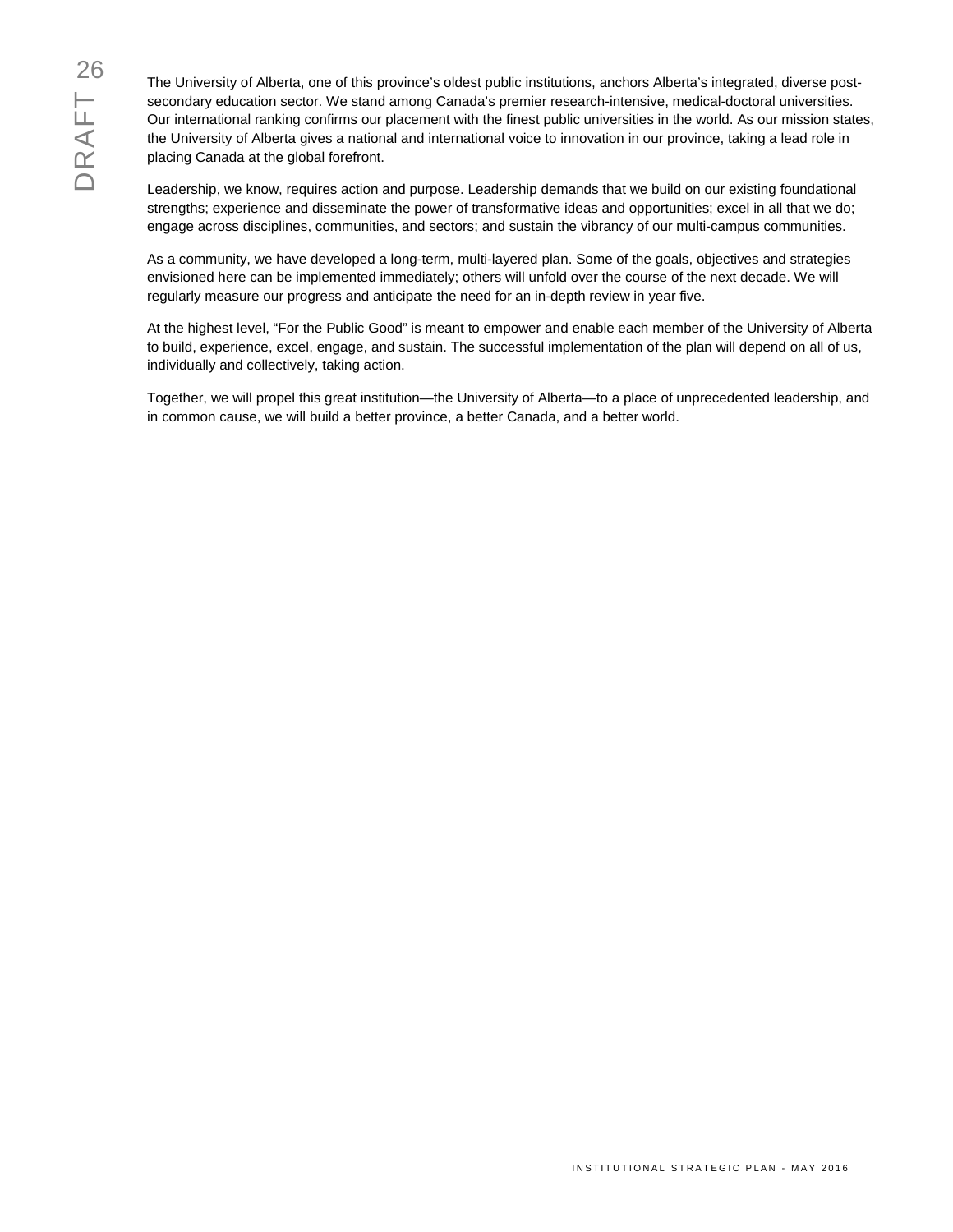The University of Alberta, one of this province's oldest public institutions, anchors Alberta's integrated, diverse post-secondary education sector. We stand among Canada's premier research-intensive, medical-doctoral universities. Our international ranking confirms our placement with the finest public universities in the world. As our mission states, the University of Alberta gives a national and international voice to innovation in our province, taking a lead role in placing Canada at the global forefront.

Leadership, we know, requires action and purpose. Leadership demands that we build on our existing foundational strengths; experience and disseminate the power of transformative ideas and opportunities; excel in all that we do; engage across disciplines, communities, and sectors; and sustain the vibrancy of our multi-campus communities.

As a community, we have developed a long-term, multi-layered plan. Some of the goals, objectives and strategies envisioned here can be implemented immediately; others will unfold over the course of the next decade. We will regularly measure our progress and anticipate the need for an in-depth review in year five.

At the highest level, "For the Public Good" is meant to empower and enable each member of the University of Alberta to build, experience, excel, engage, and sustain. The successful implementation of the plan will depend on all of us, individually and collectively, taking action.

Together, we will propel this great institution—the University of Alberta—to a place of unprecedented leadership, and in common cause, we will build a better province, a better Canada, and a better world.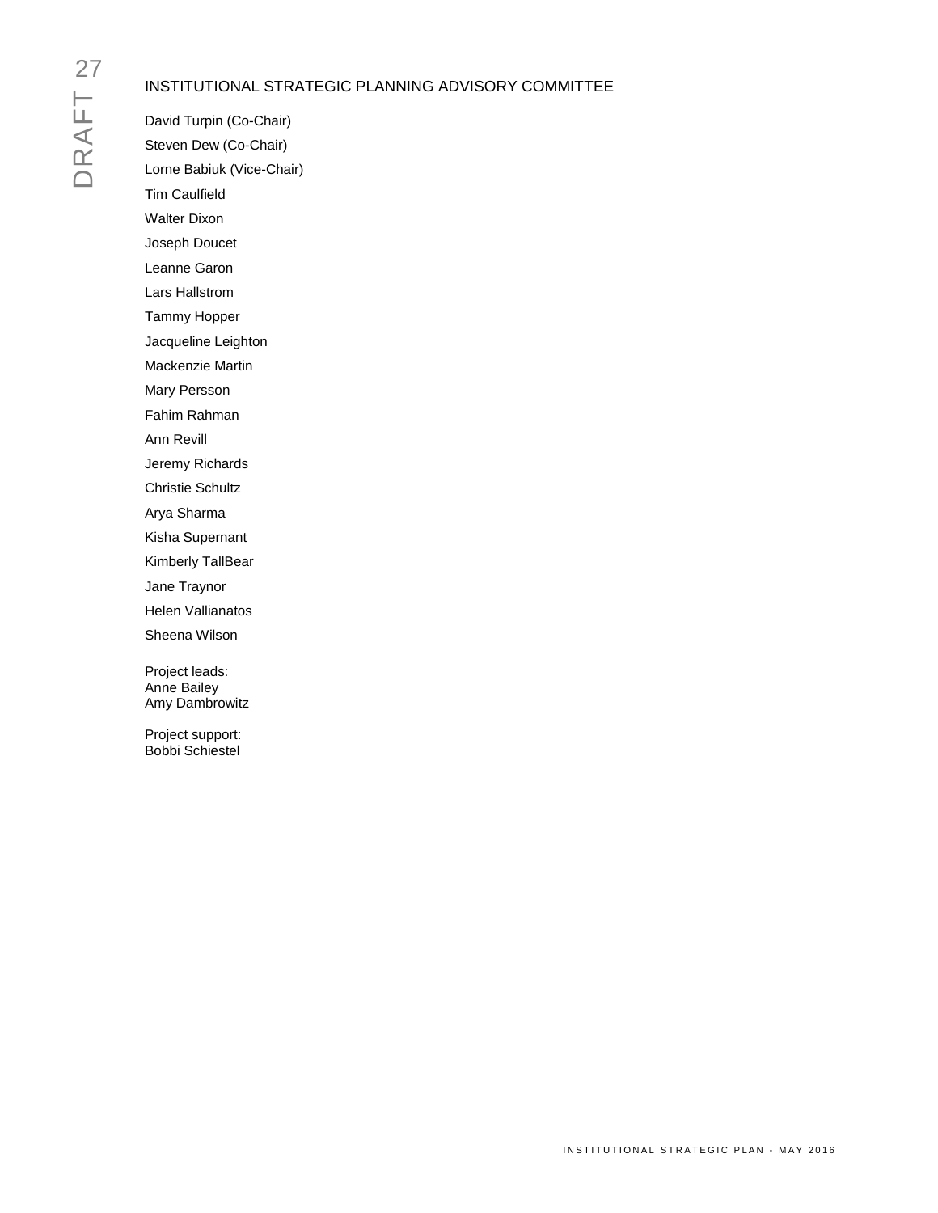## INSTITUTIONAL STRATEGIC PLANNING ADVISORY COMMITTEE

David Turpin (Co-Chair)

Steven Dew (Co-Chair)

Lorne Babiuk (Vice-Chair)

Tim Caulfield

Walter Dixon

Joseph Doucet

Leanne Garon

Lars Hallstrom

Tammy Hopper

Jacqueline Leighton

Mackenzie Martin

Mary Persson

Fahim Rahman

Ann Revill

Jeremy Richards

Christie Schultz

Arya Sharma

Kisha Supernant

Kimberly TallBear

Jane Traynor

Helen Vallianatos

Sheena Wilson

Project leads:
Anne Bailey
Amy Dambrowitz

Project support:
Bobbi Schiestel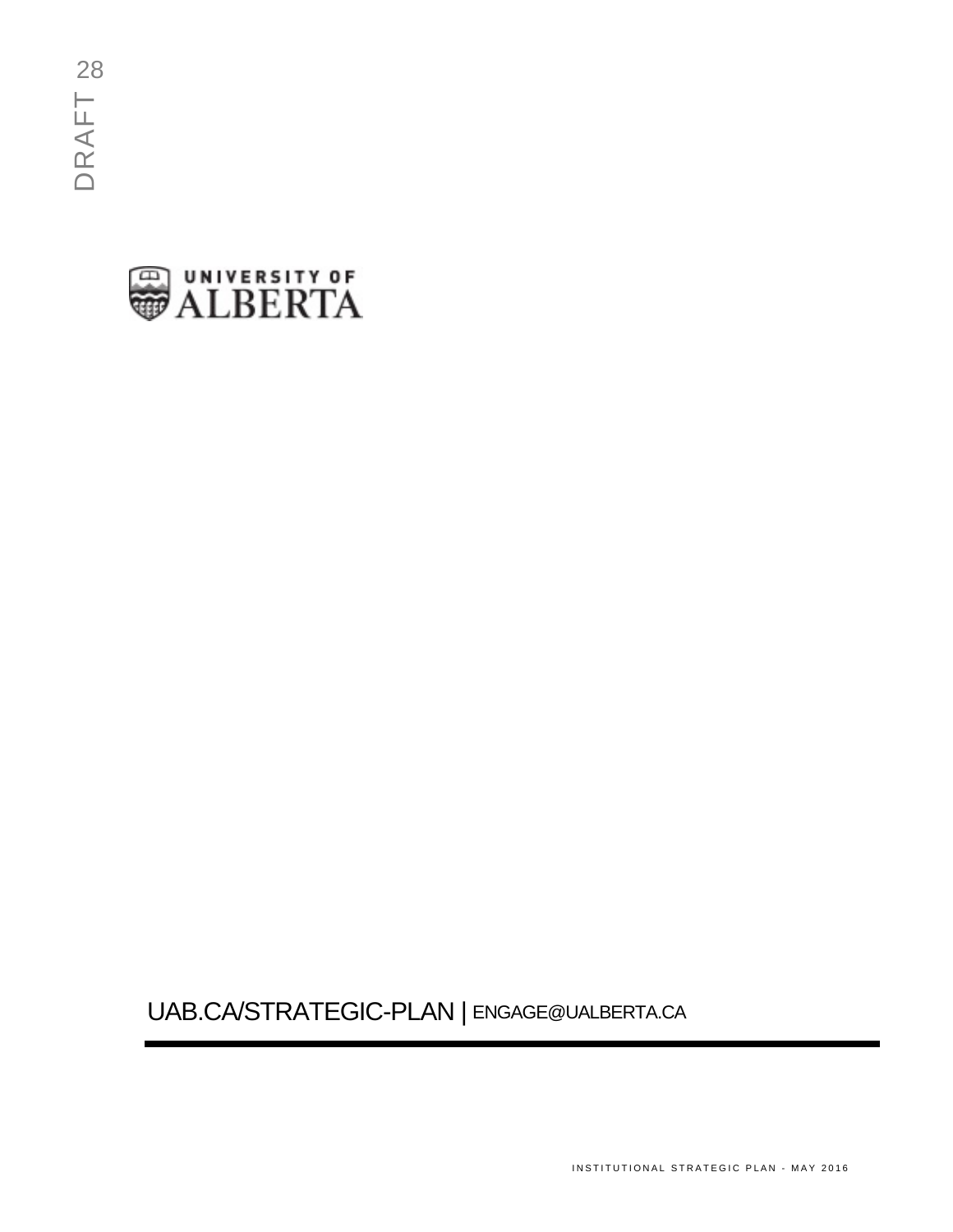UNIVERSITY OF ALBERTA

UAB.CA/STRATEGIC-PLAN | ENGAGE@UALBERTA.CA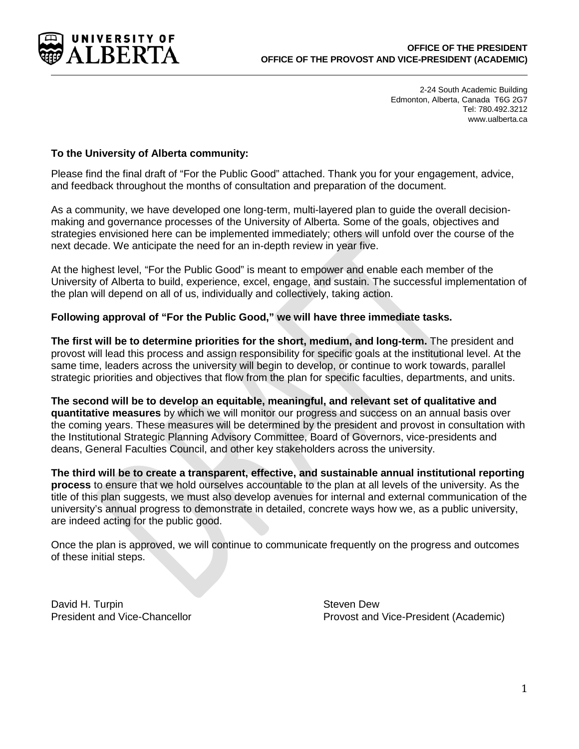**UNIVERSITY OF ALBERTA**

**OFFICE OF THE PRESIDENT**
**OFFICE OF THE PROVOST AND VICE-PRESIDENT (ACADEMIC)**

2-24 South Academic Building
Edmonton, Alberta, Canada T6G 2G7
Tel: 780.492.3212
www.ualberta.ca

**To the University of Alberta community:**

Please find the final draft of "For the Public Good" attached. Thank you for your engagement, advice, and feedback throughout the months of consultation and preparation of the document.

As a community, we have developed one long-term, multi-layered plan to guide the overall decision-making and governance processes of the University of Alberta. Some of the goals, objectives and strategies envisioned here can be implemented immediately; others will unfold over the course of the next decade. We anticipate the need for an in-depth review in year five.

At the highest level, "For the Public Good" is meant to empower and enable each member of the University of Alberta to build, experience, excel, engage, and sustain. The successful implementation of the plan will depend on all of us, individually and collectively, taking action.

**Following approval of "For the Public Good," we will have three immediate tasks.**

**The first will be to determine priorities for the short, medium, and long-term.** The president and provost will lead this process and assign responsibility for specific goals at the institutional level. At the same time, leaders across the university will begin to develop, or continue to work towards, parallel strategic priorities and objectives that flow from the plan for specific faculties, departments, and units.

**The second will be to develop an equitable, meaningful, and relevant set of qualitative and quantitative measures** by which we will monitor our progress and success on an annual basis over the coming years. These measures will be determined by the president and provost in consultation with the Institutional Strategic Planning Advisory Committee, Board of Governors, vice-presidents and deans, General Faculties Council, and other key stakeholders across the university.

**The third will be to create a transparent, effective, and sustainable annual institutional reporting process** to ensure that we hold ourselves accountable to the plan at all levels of the university. As the title of this plan suggests, we must also develop avenues for internal and external communication of the university's annual progress to demonstrate in detailed, concrete ways how we, as a public university, are indeed acting for the public good.

Once the plan is approved, we will continue to communicate frequently on the progress and outcomes of these initial steps.

David H. Turpin
President and Vice-Chancellor

Steven Dew
Provost and Vice-President (Academic)